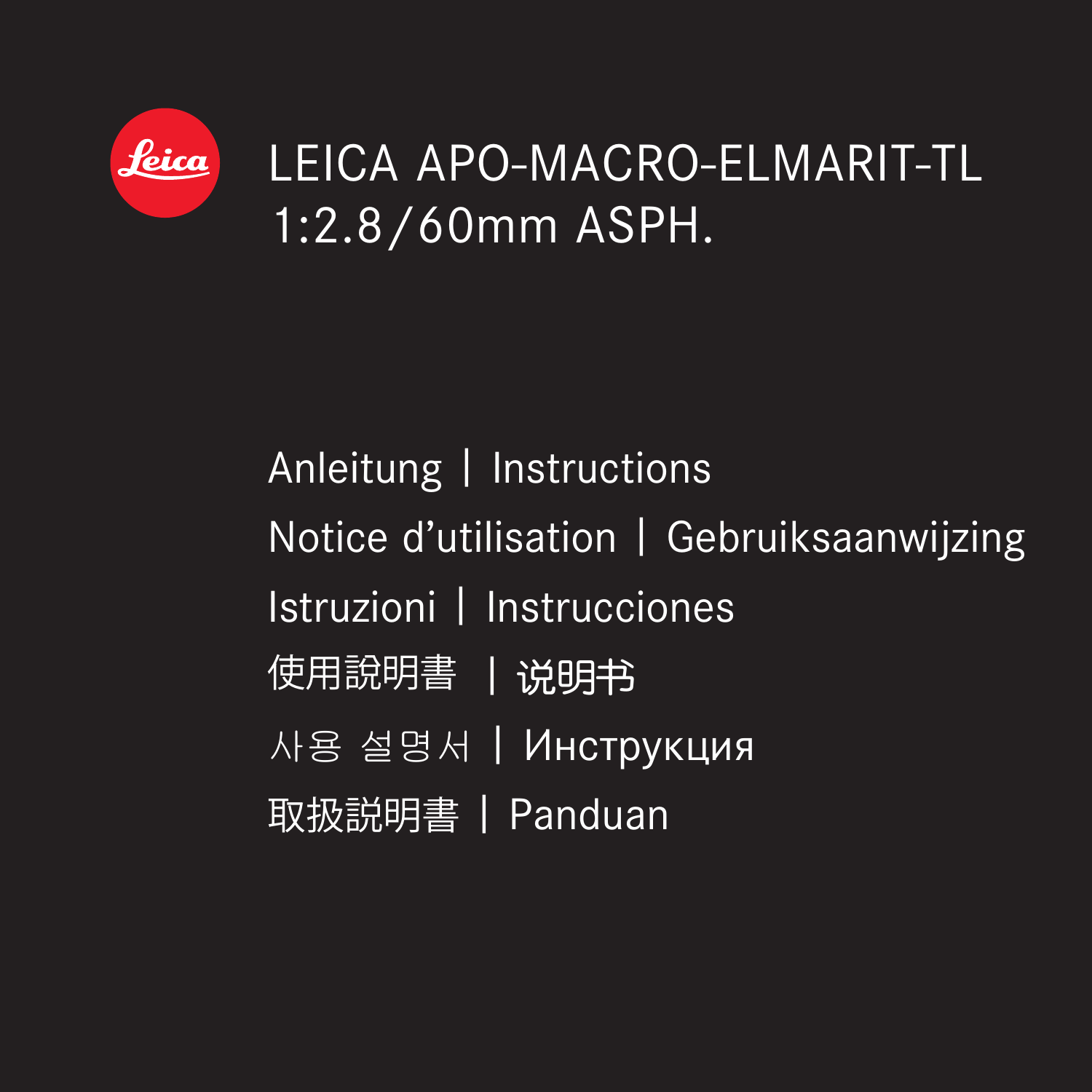# LEICA APO-MACRO-ELMARIT-TL 1:2.8/60mm ASPH.

Anleitung | Instructions

Notice d’utilisation | Gebruiksaanwijzing

Istruzioni | Instrucciones

使用說明書 | 说明书

사용 설명서 | Инструкция

取扱説明書 | Panduan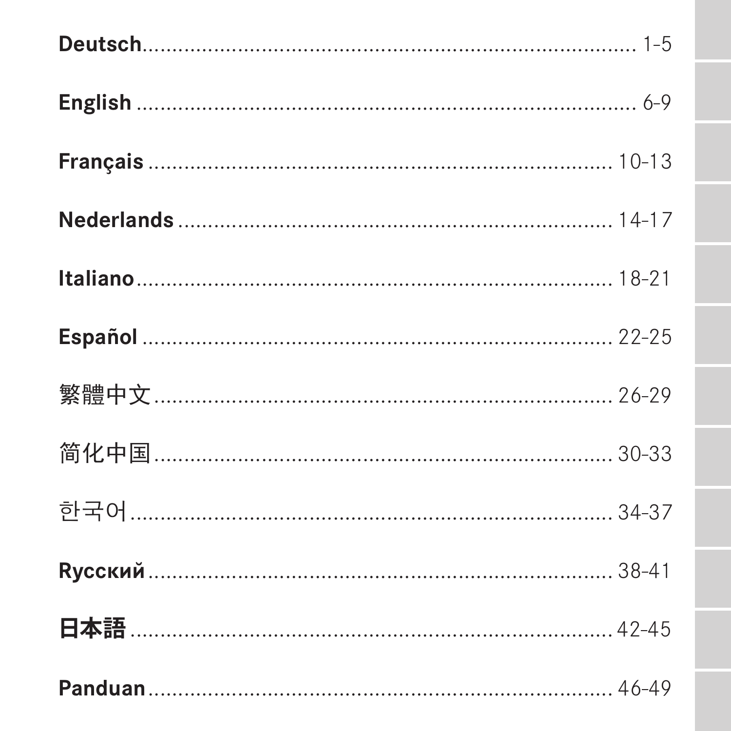**Deutsch**........................................................................ 1-5

**English** ........................................................................ 6-9

**Français** ........................................................................ 10-13

**Nederlands** ........................................................................ 14-17

**Italiano**........................................................................ 18-21

**Español** ........................................................................ 22-25

繁體中文........................................................................ 26-29

简化中国........................................................................ 30-33

한국어........................................................................ 34-37

**Русский**........................................................................ 38-41

**日本語**........................................................................ 42-45

**Panduan**........................................................................ 46-49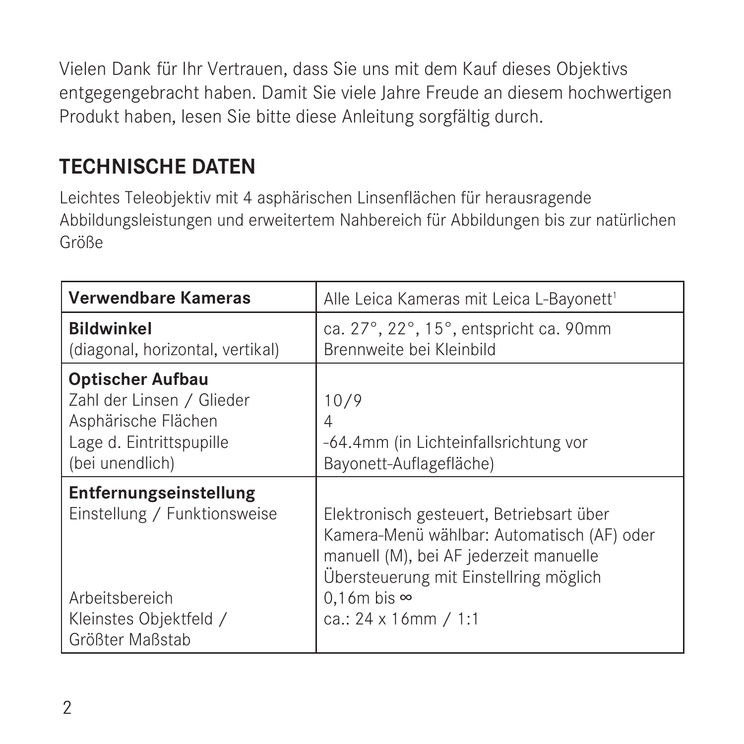Vielen Dank für Ihr Vertrauen, dass Sie uns mit dem Kauf dieses Objektivs entgegengebracht haben. Damit Sie viele Jahre Freude an diesem hochwertigen Produkt haben, lesen Sie bitte diese Anleitung sorgfältig durch.

## TECHNISCHE DATEN

Leichtes Teleobjektiv mit 4 asphärischen Linsenflächen für herausragende Abbildungsleistungen und erweitertem Nahbereich für Abbildungen bis zur natürlichen Größe

| **Verwendbare Kameras** | Alle Leica Kameras mit Leica L-Bayonett[1] |
|---|---|
| **Bildwinkel**<br>(diagonal, horizontal, vertikal) | ca. 27°, 22°, 15°, entspricht ca. 90mm Brennweite bei Kleinbild |
| **Optischer Aufbau**<br>Zahl der Linsen / Glieder<br>Asphärische Flächen<br>Lage d. Eintrittspupille (bei unendlich) | <br>10/9<br>4<br>-64.4mm (in Lichteinfallsrichtung vor Bayonett-Auflagefläche) |
| **Entfernungseinstellung**<br>Einstellung / Funktionsweise<br><br><br><br>Arbeitsbereich<br>Kleinstes Objektfeld / Größter Maßstab | <br>Elektronisch gesteuert, Betriebsart über Kamera-Menü wählbar: Automatisch (AF) oder manuell (M), bei AF jederzeit manuelle Übersteuerung mit Einstellring möglich<br>0,16m bis ∞<br>ca.: 24 x 16mm / 1:1 |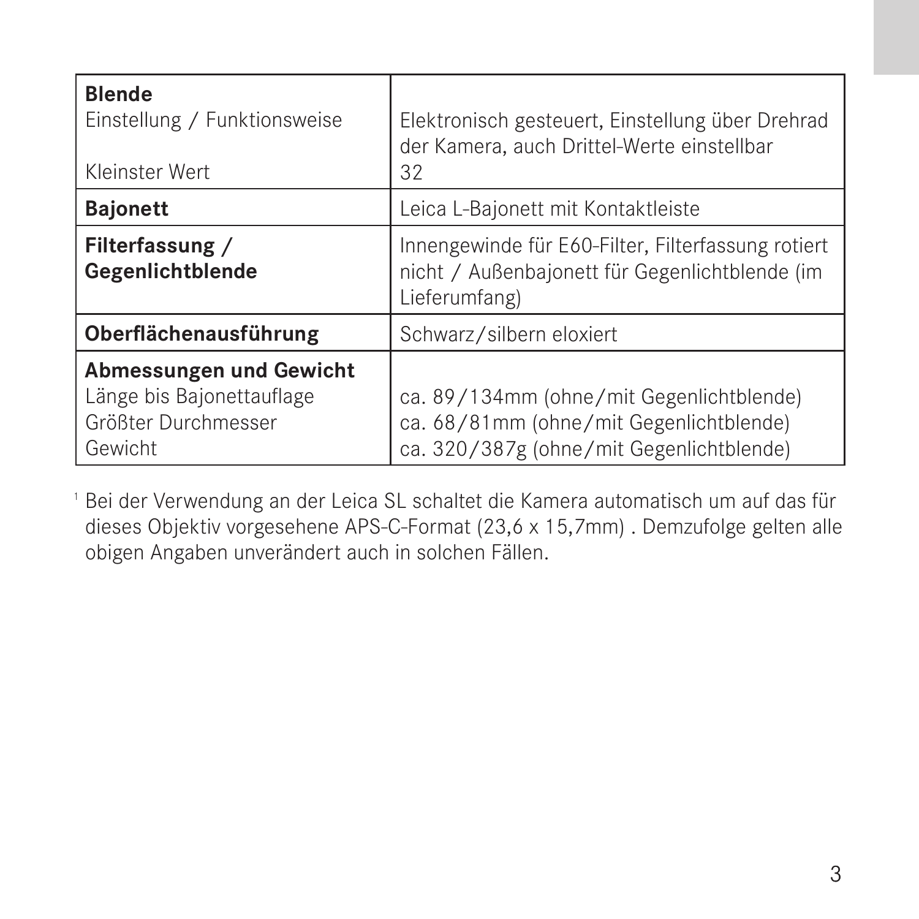| | |
|---|---|
| **Blende** | |
| Einstellung / Funktionsweise | Elektronisch gesteuert, Einstellung über Drehrad der Kamera, auch Drittel-Werte einstellbar |
| Kleinster Wert | 32 |
| **Bajonett** | Leica L-Bajonett mit Kontaktleiste |
| **Filterfassung / Gegenlichtblende** | Innengewinde für E60-Filter, Filterfassung rotiert nicht / Außenbajonett für Gegenlichtblende (im Lieferumfang) |
| **Oberflächenausführung** | Schwarz/silbern eloxiert |
| **Abmessungen und Gewicht** | |
| Länge bis Bajonettauflage | ca. 89/134mm (ohne/mit Gegenlichtblende) |
| Größter Durchmesser | ca. 68/81mm (ohne/mit Gegenlichtblende) |
| Gewicht | ca. 320/387g (ohne/mit Gegenlichtblende) |

[1] Bei der Verwendung an der Leica SL schaltet die Kamera automatisch um auf das für dieses Objektiv vorgesehene APS-C-Format (23,6 x 15,7mm) . Demzufolge gelten alle obigen Angaben unverändert auch in solchen Fällen.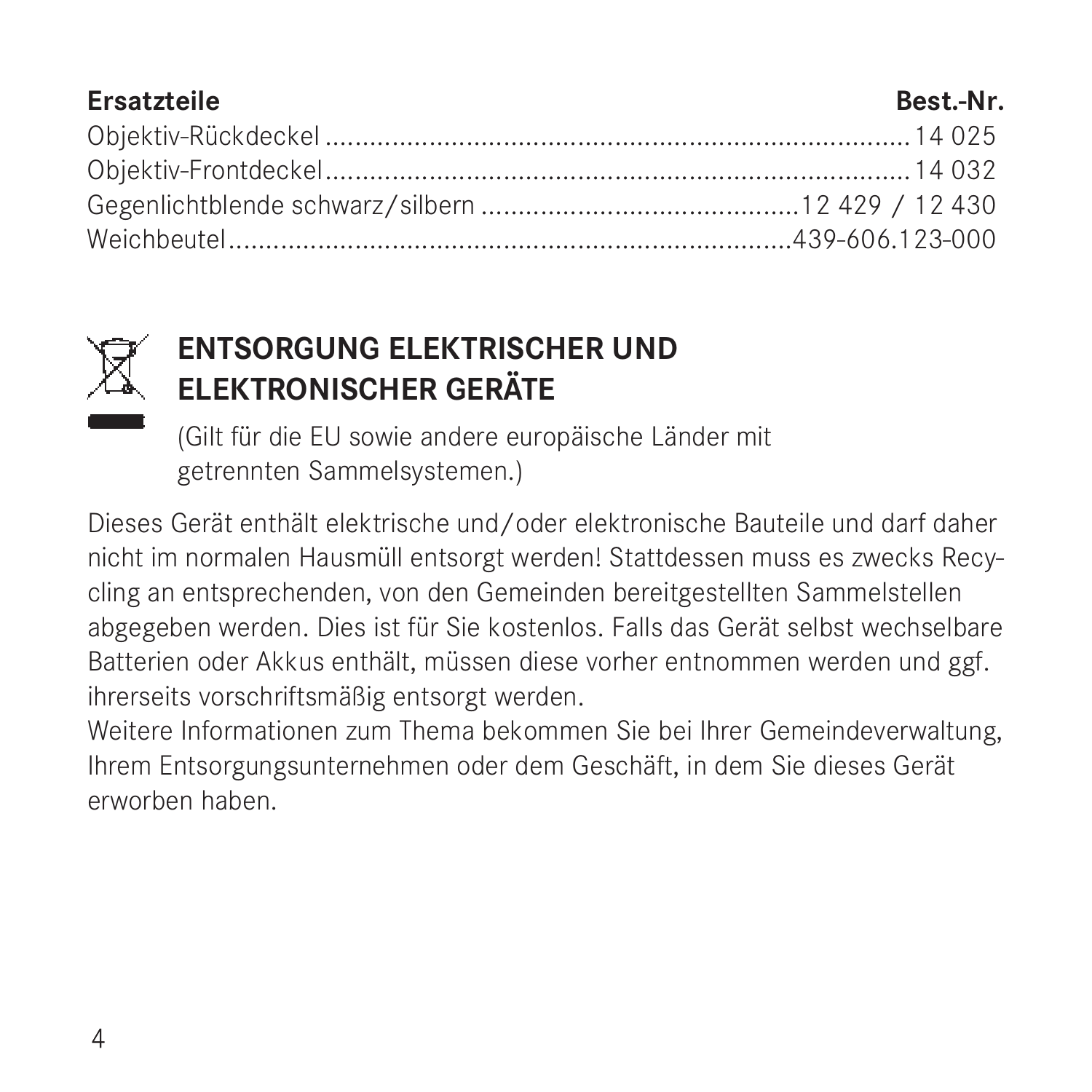| Ersatzteile | Best.-Nr. |
| --- | --- |
| Objektiv-Rückdeckel | 14 025 |
| Objektiv-Frontdeckel | 14 032 |
| Gegenlichtblende schwarz/silbern | 12 429 / 12 430 |
| Weichbeutel | 439-606.123-000 |

## ENTSORGUNG ELEKTRISCHER UND ELEKTRONISCHER GERÄTE

(Gilt für die EU sowie andere europäische Länder mit getrennten Sammelsystemen.)

Dieses Gerät enthält elektrische und/oder elektronische Bauteile und darf daher nicht im normalen Hausmüll entsorgt werden! Stattdessen muss es zwecks Recycling an entsprechenden, von den Gemeinden bereitgestellten Sammelstellen abgegeben werden. Dies ist für Sie kostenlos. Falls das Gerät selbst wechselbare Batterien oder Akkus enthält, müssen diese vorher entnommen werden und ggf. ihrerseits vorschriftsmäßig entsorgt werden.

Weitere Informationen zum Thema bekommen Sie bei Ihrer Gemeindeverwaltung, Ihrem Entsorgungsunternehmen oder dem Geschäft, in dem Sie dieses Gerät erworben haben.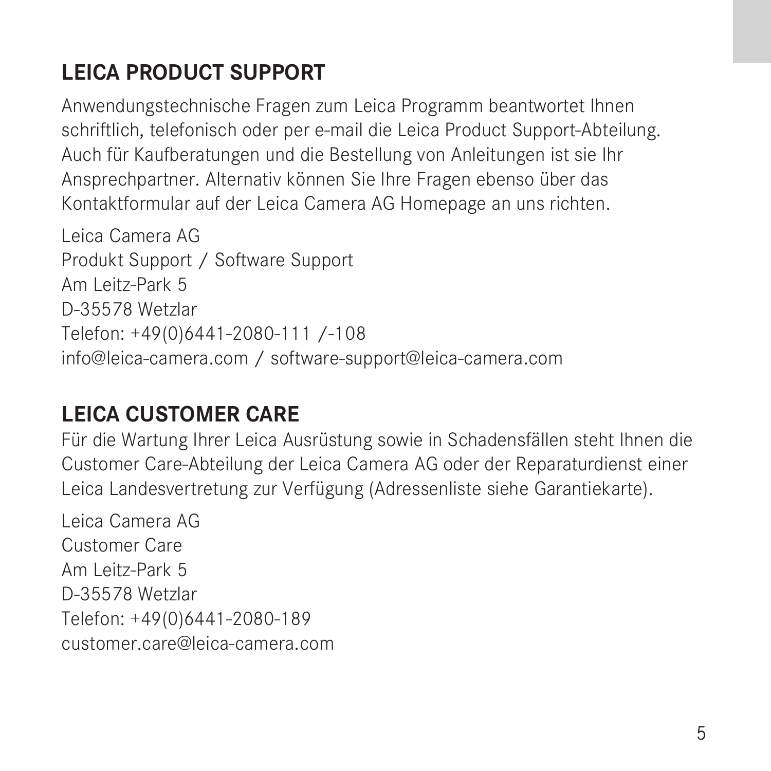## LEICA PRODUCT SUPPORT

Anwendungstechnische Fragen zum Leica Programm beantwortet Ihnen schriftlich, telefonisch oder per e-mail die Leica Product Support-Abteilung. Auch für Kaufberatungen und die Bestellung von Anleitungen ist sie Ihr Ansprechpartner. Alternativ können Sie Ihre Fragen ebenso über das Kontaktformular auf der Leica Camera AG Homepage an uns richten.

Leica Camera AG
Produkt Support / Software Support
Am Leitz-Park 5
D-35578 Wetzlar
Telefon: +49(0)6441-2080-111 /-108
info@leica-camera.com / software-support@leica-camera.com

## LEICA CUSTOMER CARE

Für die Wartung Ihrer Leica Ausrüstung sowie in Schadensfällen steht Ihnen die Customer Care-Abteilung der Leica Camera AG oder der Reparaturdienst einer Leica Landesvertretung zur Verfügung (Adressenliste siehe Garantiekarte).

Leica Camera AG
Customer Care
Am Leitz-Park 5
D-35578 Wetzlar
Telefon: +49(0)6441-2080-189
customer.care@leica-camera.com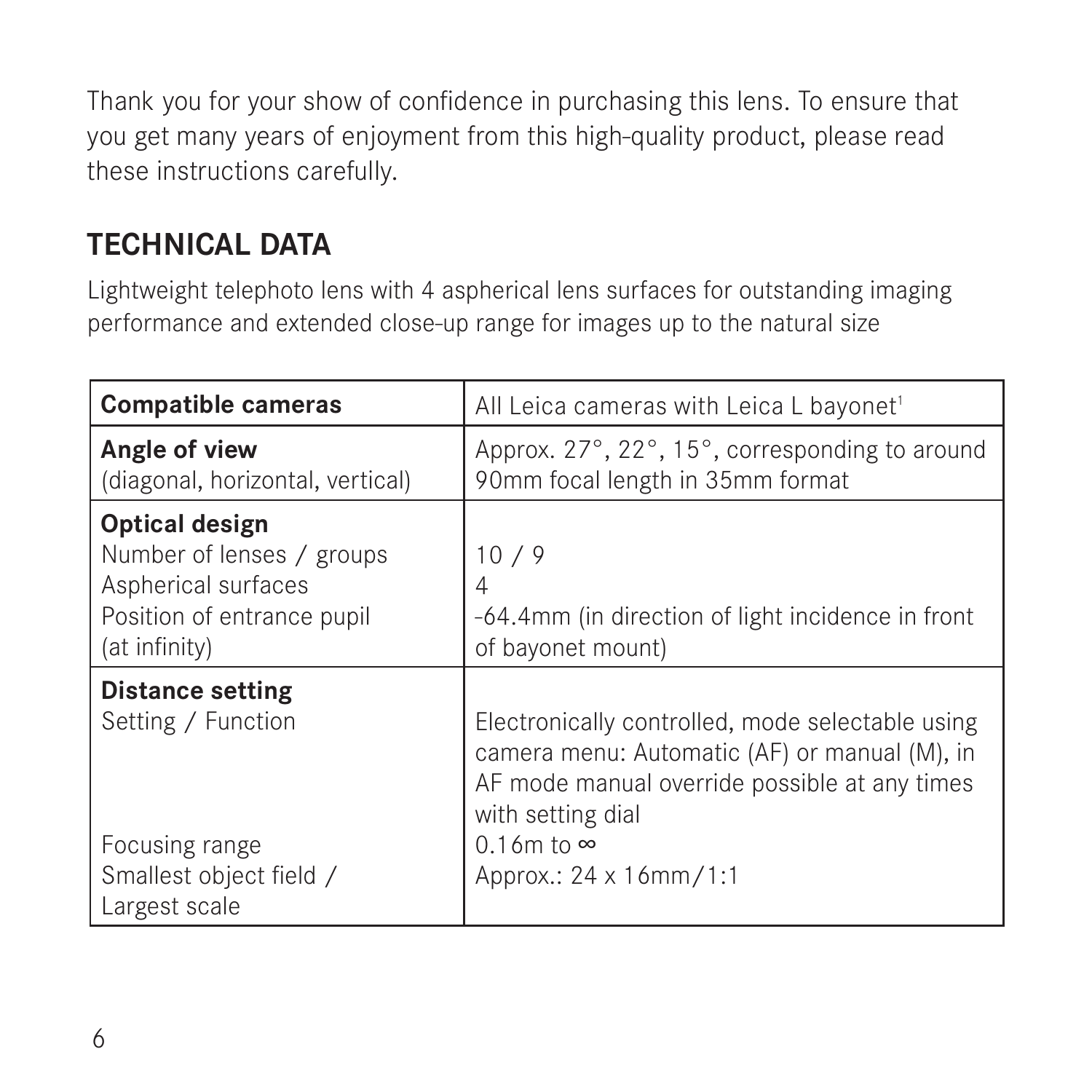Thank you for your show of confidence in purchasing this lens. To ensure that you get many years of enjoyment from this high-quality product, please read these instructions carefully.

## TECHNICAL DATA

Lightweight telephoto lens with 4 aspherical lens surfaces for outstanding imaging performance and extended close-up range for images up to the natural size

| **Compatible cameras** | All Leica cameras with Leica L bayonet[1] |
|---|---|
| **Angle of view**<br>(diagonal, horizontal, vertical) | Approx. 27°, 22°, 15°, corresponding to around 90mm focal length in 35mm format |
| **Optical design**<br>Number of lenses / groups<br>Aspherical surfaces<br>Position of entrance pupil (at infinity) | <br>10 / 9<br>4<br>-64.4mm (in direction of light incidence in front of bayonet mount) |
| **Distance setting**<br>Setting / Function<br><br><br><br>Focusing range<br>Smallest object field / Largest scale | <br>Electronically controlled, mode selectable using camera menu: Automatic (AF) or manual (M), in AF mode manual override possible at any times with setting dial<br>0.16m to ∞<br>Approx.: 24 x 16mm/1:1 |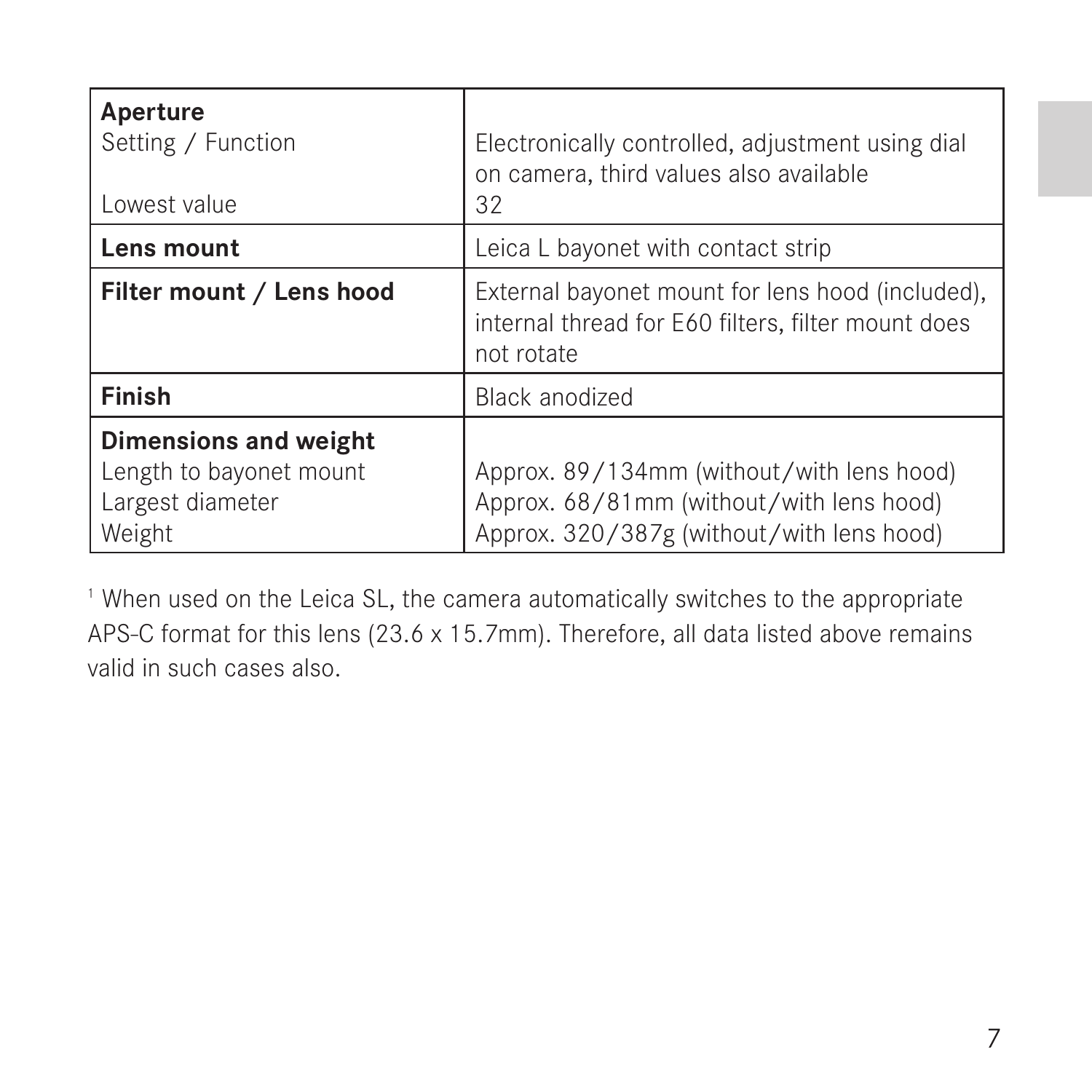| | |
|---|---|
| **Aperture** | |
| Setting / Function | Electronically controlled, adjustment using dial on camera, third values also available |
| Lowest value | 32 |
| **Lens mount** | Leica L bayonet with contact strip |
| **Filter mount / Lens hood** | External bayonet mount for lens hood (included), internal thread for E60 filters, filter mount does not rotate |
| **Finish** | Black anodized |
| **Dimensions and weight** | |
| Length to bayonet mount | Approx. 89/134mm (without/with lens hood) |
| Largest diameter | Approx. 68/81mm (without/with lens hood) |
| Weight | Approx. 320/387g (without/with lens hood) |

[1] When used on the Leica SL, the camera automatically switches to the appropriate APS-C format for this lens (23.6 x 15.7mm). Therefore, all data listed above remains valid in such cases also.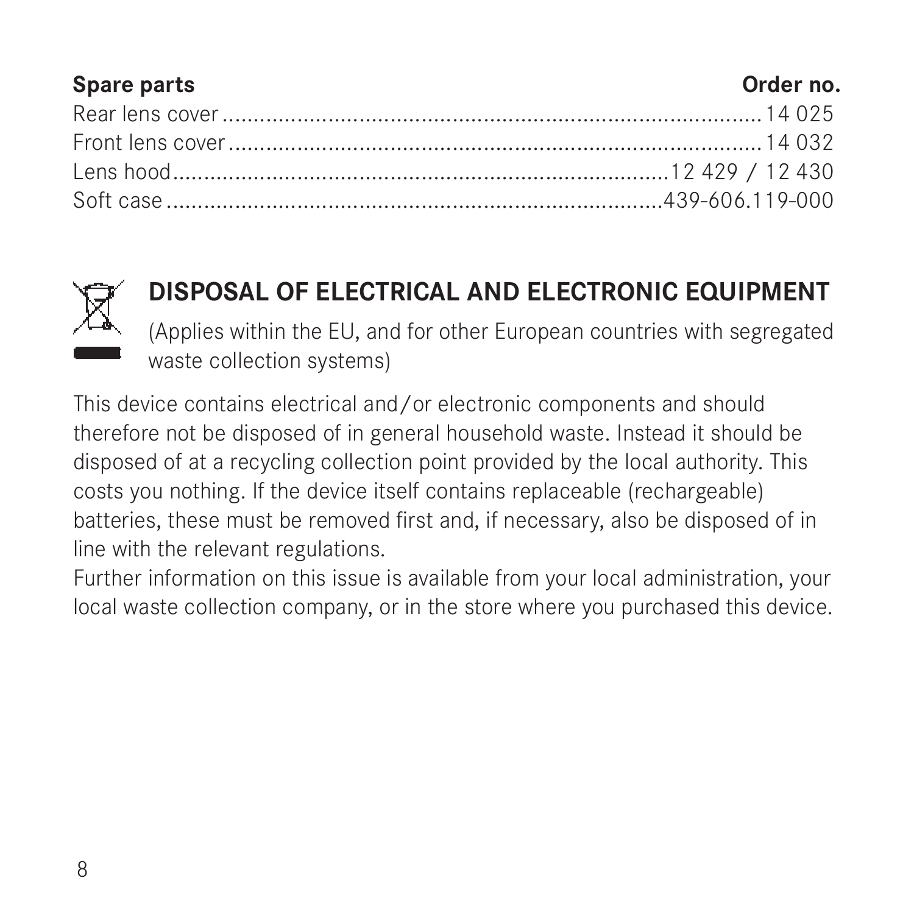| Spare parts | Order no. |
|---|---|
| Rear lens cover | 14 025 |
| Front lens cover | 14 032 |
| Lens hood | 12 429 / 12 430 |
| Soft case | 439-606.119-000 |

## DISPOSAL OF ELECTRICAL AND ELECTRONIC EQUIPMENT

(Applies within the EU, and for other European countries with segregated waste collection systems)

This device contains electrical and/or electronic components and should therefore not be disposed of in general household waste. Instead it should be disposed of at a recycling collection point provided by the local authority. This costs you nothing. If the device itself contains replaceable (rechargeable) batteries, these must be removed first and, if necessary, also be disposed of in line with the relevant regulations.

Further information on this issue is available from your local administration, your local waste collection company, or in the store where you purchased this device.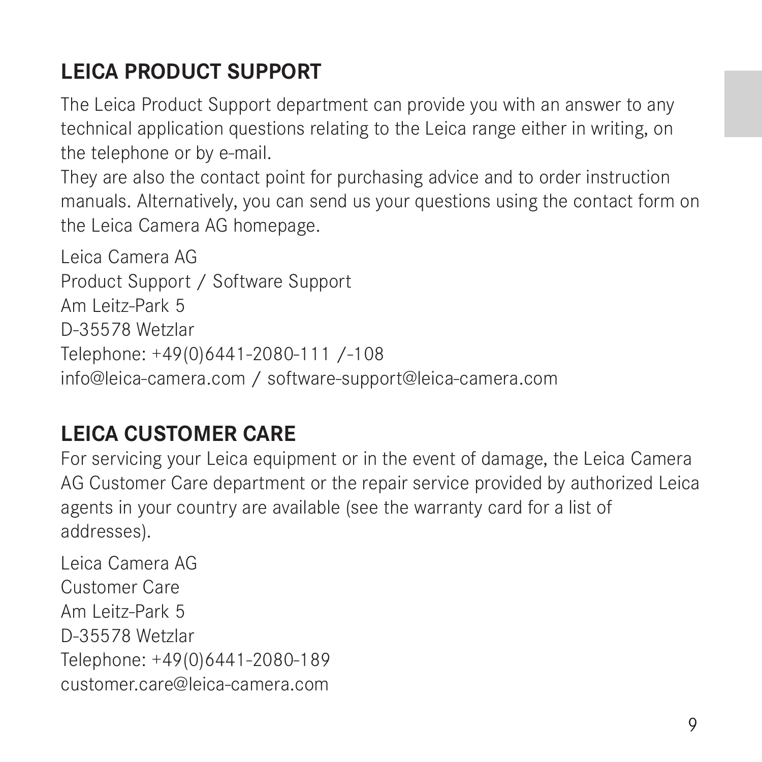## LEICA PRODUCT SUPPORT

The Leica Product Support department can provide you with an answer to any technical application questions relating to the Leica range either in writing, on the telephone or by e-mail.
They are also the contact point for purchasing advice and to order instruction manuals. Alternatively, you can send us your questions using the contact form on the Leica Camera AG homepage.

Leica Camera AG
Product Support / Software Support
Am Leitz-Park 5
D-35578 Wetzlar
Telephone: +49(0)6441-2080-111 /-108
info@leica-camera.com / software-support@leica-camera.com

## LEICA CUSTOMER CARE

For servicing your Leica equipment or in the event of damage, the Leica Camera AG Customer Care department or the repair service provided by authorized Leica agents in your country are available (see the warranty card for a list of addresses).

Leica Camera AG
Customer Care
Am Leitz-Park 5
D-35578 Wetzlar
Telephone: +49(0)6441-2080-189
customer.care@leica-camera.com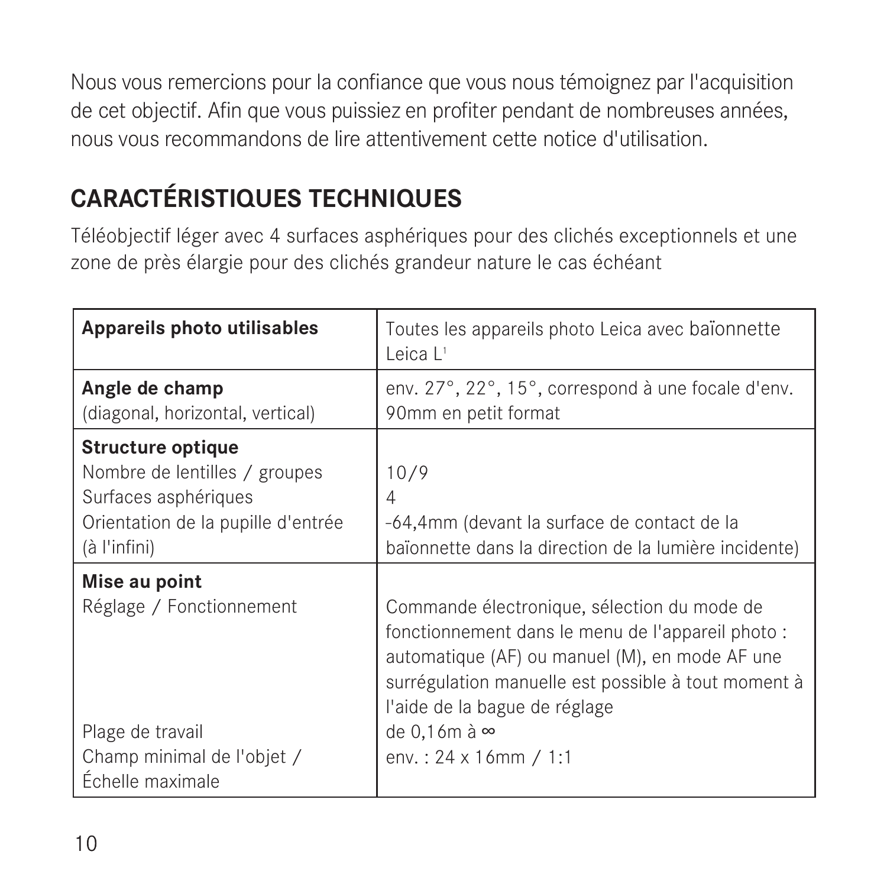Nous vous remercions pour la confiance que vous nous témoignez par l'acquisition de cet objectif. Afin que vous puissiez en profiter pendant de nombreuses années, nous vous recommandons de lire attentivement cette notice d'utilisation.

## CARACTÉRISTIQUES TECHNIQUES

Téléobjectif léger avec 4 surfaces asphériques pour des clichés exceptionnels et une zone de près élargie pour des clichés grandeur nature le cas échéant

| | |
|---|---|
| **Appareils photo utilisables** | Toutes les appareils photo Leica avec baïonnette Leica L[1] |
| **Angle de champ** (diagonal, horizontal, vertical) | env. 27°, 22°, 15°, correspond à une focale d'env. 90mm en petit format |
| **Structure optique** | |
| Nombre de lentilles / groupes | 10/9 |
| Surfaces asphériques | 4 |
| Orientation de la pupille d'entrée (à l'infini) | -64,4mm (devant la surface de contact de la baïonnette dans la direction de la lumière incidente) |
| **Mise au point** | |
| Réglage / Fonctionnement | Commande électronique, sélection du mode de fonctionnement dans le menu de l'appareil photo : automatique (AF) ou manuel (M), en mode AF une surrégulation manuelle est possible à tout moment à l'aide de la bague de réglage |
| Plage de travail | de 0,16m à ∞ |
| Champ minimal de l'objet / Échelle maximale | env. : 24 x 16mm / 1:1 |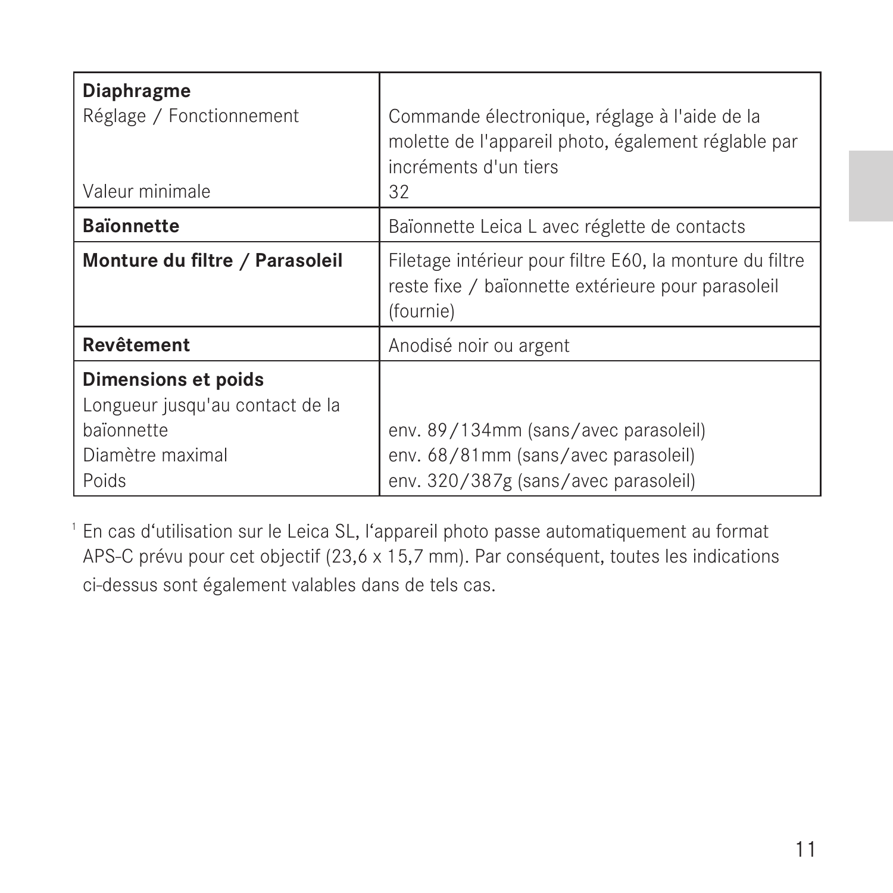| | |
|---|---|
| **Diaphragme** | |
| Réglage / Fonctionnement | Commande électronique, réglage à l'aide de la molette de l'appareil photo, également réglable par incréments d'un tiers |
| Valeur minimale | 32 |
| **Baïonnette** | Baïonnette Leica L avec réglette de contacts |
| **Monture du filtre / Parasoleil** | Filetage intérieur pour filtre E60, la monture du filtre reste fixe / baïonnette extérieure pour parasoleil (fournie) |
| **Revêtement** | Anodisé noir ou argent |
| **Dimensions et poids** | |
| Longueur jusqu'au contact de la baïonnette | env. 89/134mm (sans/avec parasoleil) |
| Diamètre maximal | env. 68/81mm (sans/avec parasoleil) |
| Poids | env. 320/387g (sans/avec parasoleil) |

[1] En cas d'utilisation sur le Leica SL, l'appareil photo passe automatiquement au format APS-C prévu pour cet objectif (23,6 x 15,7 mm). Par conséquent, toutes les indications ci-dessus sont également valables dans de tels cas.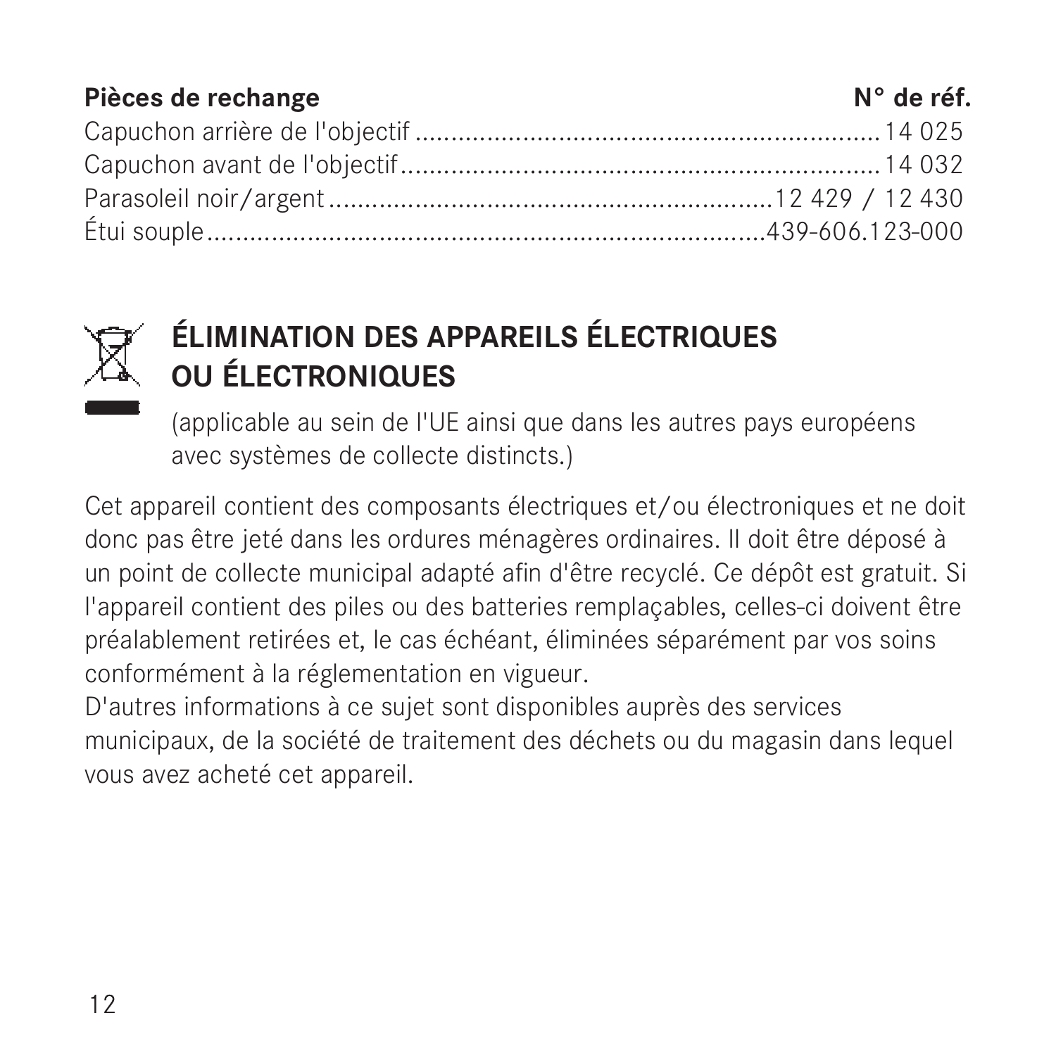| **Pièces de rechange** | **N° de réf.** |
| --- | --- |
| Capuchon arrière de l'objectif | 14 025 |
| Capuchon avant de l'objectif | 14 032 |
| Parasoleil noir/argent | 12 429 / 12 430 |
| Étui souple | 439-606.123-000 |

## ÉLIMINATION DES APPAREILS ÉLECTRIQUES OU ÉLECTRONIQUES

(applicable au sein de l'UE ainsi que dans les autres pays européens avec systèmes de collecte distincts.)

Cet appareil contient des composants électriques et/ou électroniques et ne doit donc pas être jeté dans les ordures ménagères ordinaires. Il doit être déposé à un point de collecte municipal adapté afin d'être recyclé. Ce dépôt est gratuit. Si l'appareil contient des piles ou des batteries remplaçables, celles-ci doivent être préalablement retirées et, le cas échéant, éliminées séparément par vos soins conformément à la réglementation en vigueur.
D'autres informations à ce sujet sont disponibles auprès des services municipaux, de la société de traitement des déchets ou du magasin dans lequel vous avez acheté cet appareil.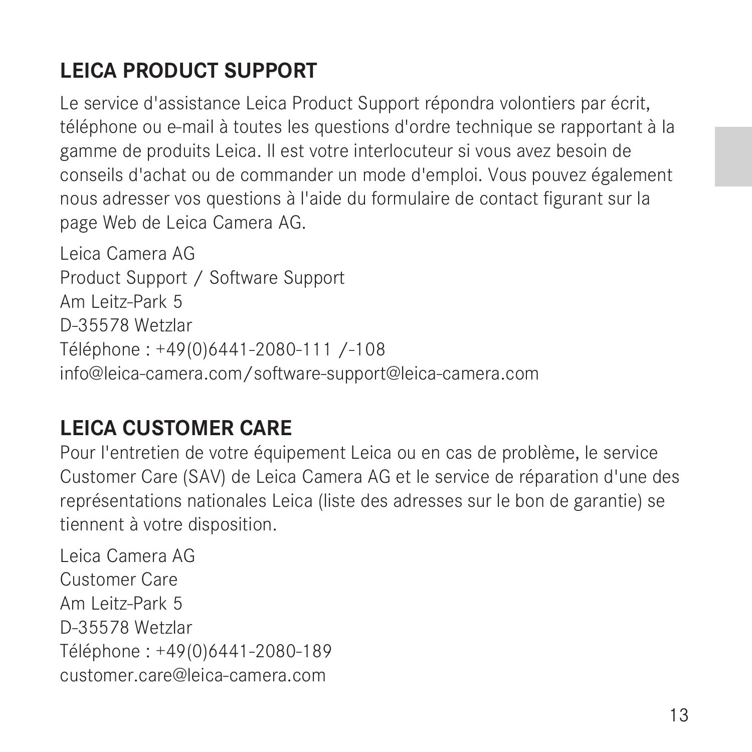## LEICA PRODUCT SUPPORT

Le service d'assistance Leica Product Support répondra volontiers par écrit, téléphone ou e-mail à toutes les questions d'ordre technique se rapportant à la gamme de produits Leica. Il est votre interlocuteur si vous avez besoin de conseils d'achat ou de commander un mode d'emploi. Vous pouvez également nous adresser vos questions à l'aide du formulaire de contact figurant sur la page Web de Leica Camera AG.

Leica Camera AG
Product Support / Software Support
Am Leitz-Park 5
D-35578 Wetzlar
Téléphone : +49(0)6441-2080-111 /-108
info@leica-camera.com/software-support@leica-camera.com

## LEICA CUSTOMER CARE

Pour l'entretien de votre équipement Leica ou en cas de problème, le service Customer Care (SAV) de Leica Camera AG et le service de réparation d'une des représentations nationales Leica (liste des adresses sur le bon de garantie) se tiennent à votre disposition.

Leica Camera AG
Customer Care
Am Leitz-Park 5
D-35578 Wetzlar
Téléphone : +49(0)6441-2080-189
customer.care@leica-camera.com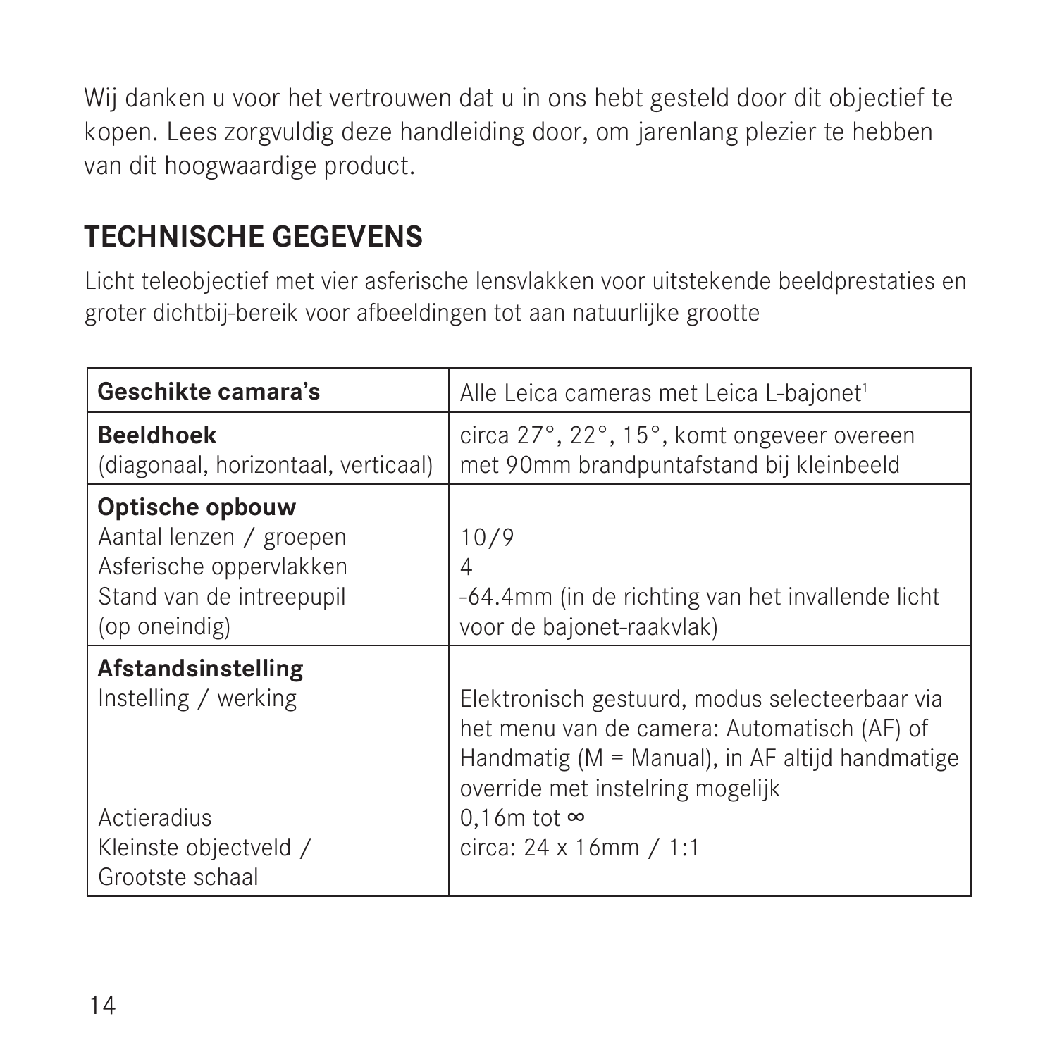Wij danken u voor het vertrouwen dat u in ons hebt gesteld door dit objectief te kopen. Lees zorgvuldig deze handleiding door, om jarenlang plezier te hebben van dit hoogwaardige product.

## TECHNISCHE GEGEVENS

Licht teleobjectief met vier asferische lensvlakken voor uitstekende beeldprestaties en groter dichtbij-bereik voor afbeeldingen tot aan natuurlijke grootte

| **Geschikte camara's** | Alle Leica cameras met Leica L-bajonet[1] |
|---|---|
| **Beeldhoek**<br>(diagonaal, horizontaal, verticaal) | circa 27°, 22°, 15°, komt ongeveer overeen met 90mm brandpuntafstand bij kleinbeeld |
| **Optische opbouw**<br>Aantal lenzen / groepen<br>Asferische oppervlakken<br>Stand van de intreepupil (op oneindig) | <br>10/9<br>4<br>-64.4mm (in de richting van het invallende licht voor de bajonet-raakvlak) |
| **Afstandsinstelling**<br>Instelling / werking<br><br><br><br>Actieradius<br>Kleinste objectveld / Grootste schaal | <br>Elektronisch gestuurd, modus selecteerbaar via het menu van de camera: Automatisch (AF) of Handmatig (M = Manual), in AF altijd handmatige override met instelring mogelijk<br>0,16m tot ∞<br>circa: 24 x 16mm / 1:1 |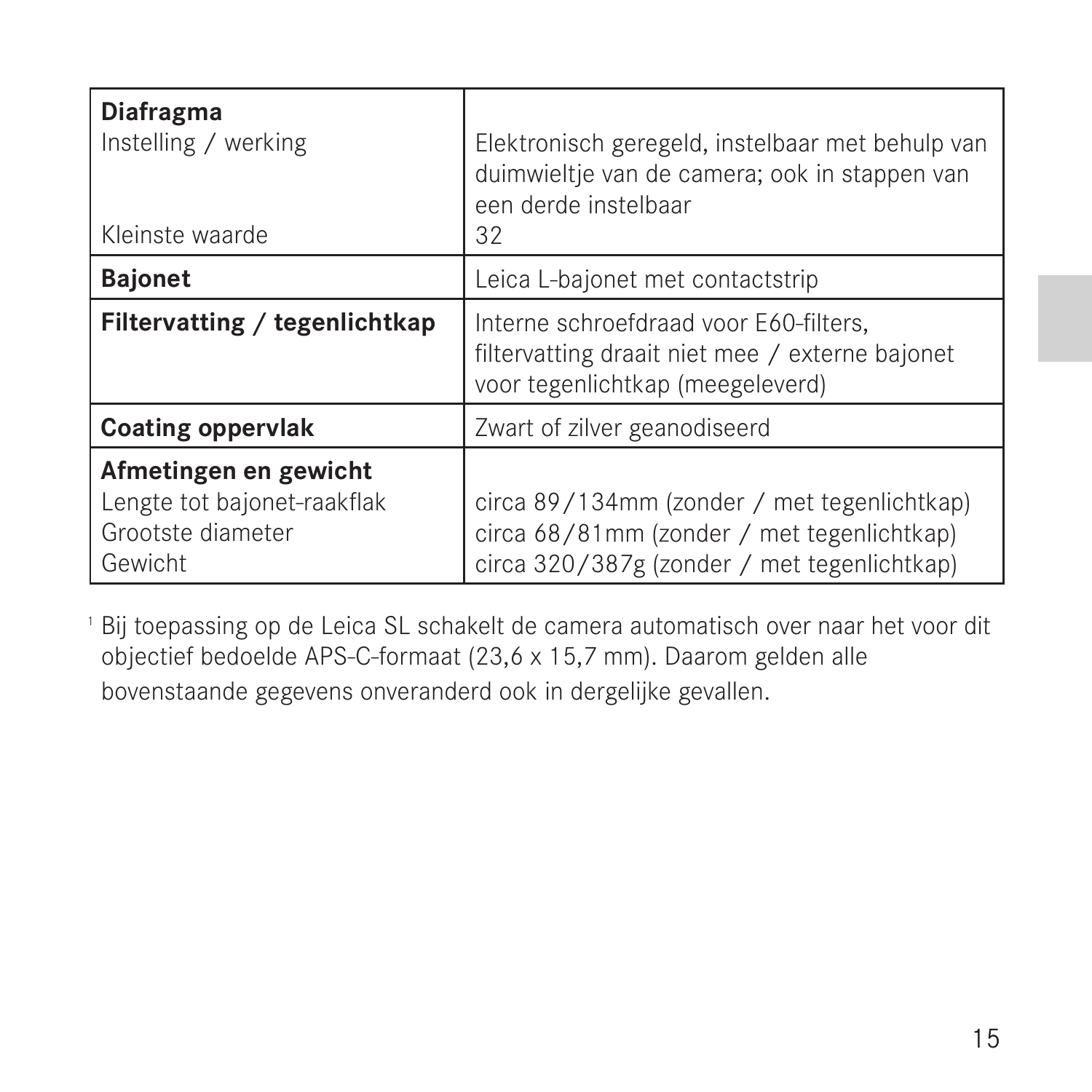| | |
|---|---|
| **Diafragma** | |
| Instelling / werking | Elektronisch geregeld, instelbaar met behulp van duimwieltje van de camera; ook in stappen van een derde instelbaar |
| Kleinste waarde | 32 |
| **Bajonet** | Leica L-bajonet met contactstrip |
| **Filtervatting / tegenlichtkap** | Interne schroefdraad voor E60-filters, filtervatting draait niet mee / externe bajonet voor tegenlichtkap (meegeleverd) |
| **Coating oppervlak** | Zwart of zilver geanodiseerd |
| **Afmetingen en gewicht** | |
| Lengte tot bajonet-raakflak | circa 89/134mm (zonder / met tegenlichtkap) |
| Grootste diameter | circa 68/81mm (zonder / met tegenlichtkap) |
| Gewicht | circa 320/387g (zonder / met tegenlichtkap) |

[1] Bij toepassing op de Leica SL schakelt de camera automatisch over naar het voor dit objectief bedoelde APS-C-formaat (23,6 x 15,7 mm). Daarom gelden alle bovenstaande gegevens onveranderd ook in dergelijke gevallen.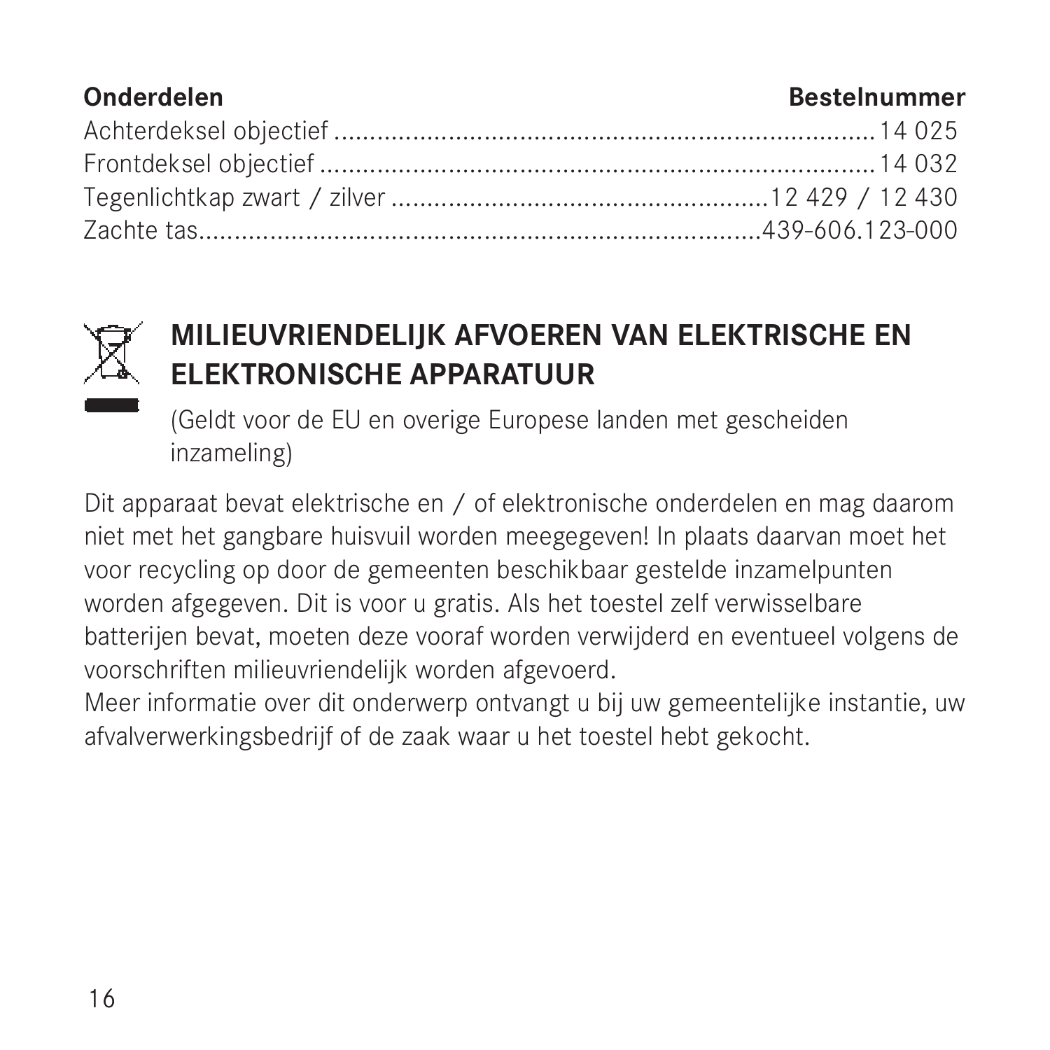| Onderdelen | Bestelnummer |
| --- | --- |
| Achterdeksel objectief | 14 025 |
| Frontdeksel objectief | 14 032 |
| Tegenlichtkap zwart / zilver | 12 429 / 12 430 |
| Zachte tas | 439-606.123-000 |

## MILIEUVRIENDELIJK AFVOEREN VAN ELEKTRISCHE EN ELEKTRONISCHE APPARATUUR

(Geldt voor de EU en overige Europese landen met gescheiden inzameling)

Dit apparaat bevat elektrische en / of elektronische onderdelen en mag daarom niet met het gangbare huisvuil worden meegegeven! In plaats daarvan moet het voor recycling op door de gemeenten beschikbaar gestelde inzamelpunten worden afgegeven. Dit is voor u gratis. Als het toestel zelf verwisselbare batterijen bevat, moeten deze vooraf worden verwijderd en eventueel volgens de voorschriften milieuvriendelijk worden afgevoerd.
Meer informatie over dit onderwerp ontvangt u bij uw gemeentelijke instantie, uw afvalverwerkingsbedrijf of de zaak waar u het toestel hebt gekocht.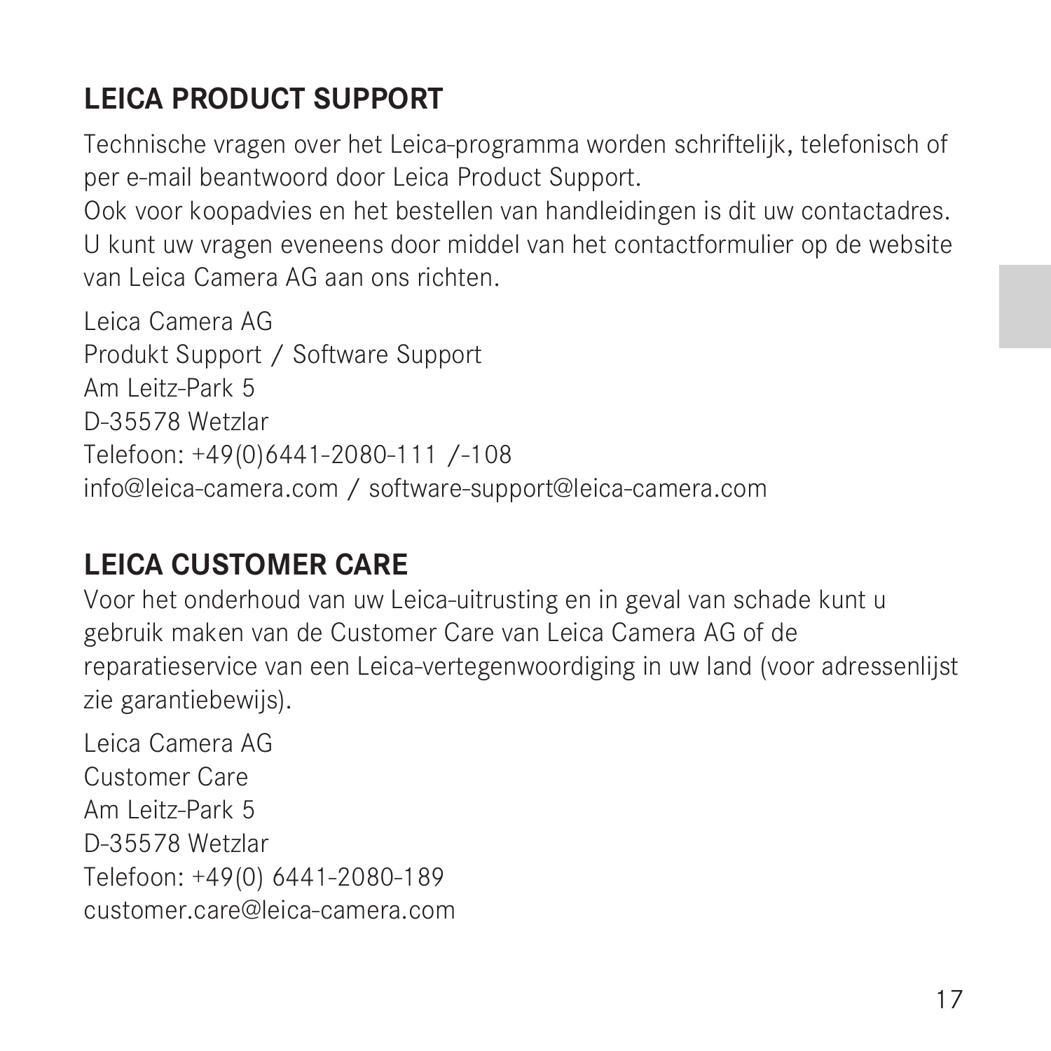## LEICA PRODUCT SUPPORT

Technische vragen over het Leica-programma worden schriftelijk, telefonisch of per e-mail beantwoord door Leica Product Support.
Ook voor koopadvies en het bestellen van handleidingen is dit uw contactadres. U kunt uw vragen eveneens door middel van het contactformulier op de website van Leica Camera AG aan ons richten.

Leica Camera AG
Produkt Support / Software Support
Am Leitz-Park 5
D-35578 Wetzlar
Telefoon: +49(0)6441-2080-111 /-108
info@leica-camera.com / software-support@leica-camera.com

## LEICA CUSTOMER CARE

Voor het onderhoud van uw Leica-uitrusting en in geval van schade kunt u gebruik maken van de Customer Care van Leica Camera AG of de reparatieservice van een Leica-vertegenwoordiging in uw land (voor adressenlijst zie garantiebewijs).

Leica Camera AG
Customer Care
Am Leitz-Park 5
D-35578 Wetzlar
Telefoon: +49(0) 6441-2080-189
customer.care@leica-camera.com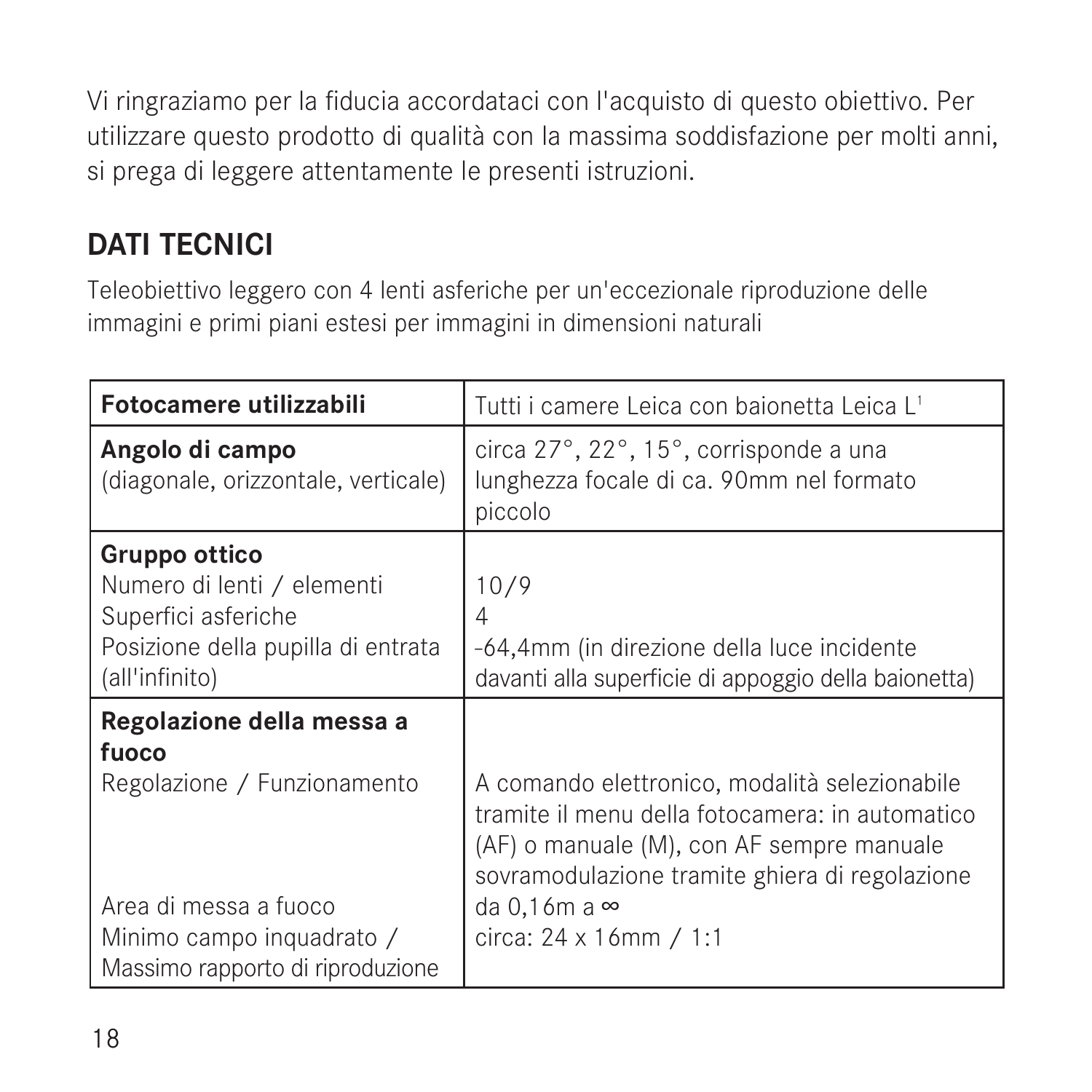Vi ringraziamo per la fiducia accordataci con l'acquisto di questo obiettivo. Per utilizzare questo prodotto di qualità con la massima soddisfazione per molti anni, si prega di leggere attentamente le presenti istruzioni.

## DATI TECNICI

Teleobiettivo leggero con 4 lenti asferiche per un'eccezionale riproduzione delle immagini e primi piani estesi per immagini in dimensioni naturali

| **Fotocamere utilizzabili** | Tutti i camere Leica con baionetta Leica L[1] |
|---|---|
| **Angolo di campo** (diagonale, orizzontale, verticale) | circa 27°, 22°, 15°, corrisponde a una lunghezza focale di ca. 90mm nel formato piccolo |
| **Gruppo ottico** | |
| Numero di lenti / elementi | 10/9 |
| Superfici asferiche | 4 |
| Posizione della pupilla di entrata (all'infinito) | -64,4mm (in direzione della luce incidente davanti alla superficie di appoggio della baionetta) |
| **Regolazione della messa a fuoco** | |
| Regolazione / Funzionamento | A comando elettronico, modalità selezionabile tramite il menu della fotocamera: in automatico (AF) o manuale (M), con AF sempre manuale sovramodulazione tramite ghiera di regolazione |
| Area di messa a fuoco | da 0,16m a ∞ |
| Minimo campo inquadrato / Massimo rapporto di riproduzione | circa: 24 x 16mm / 1:1 |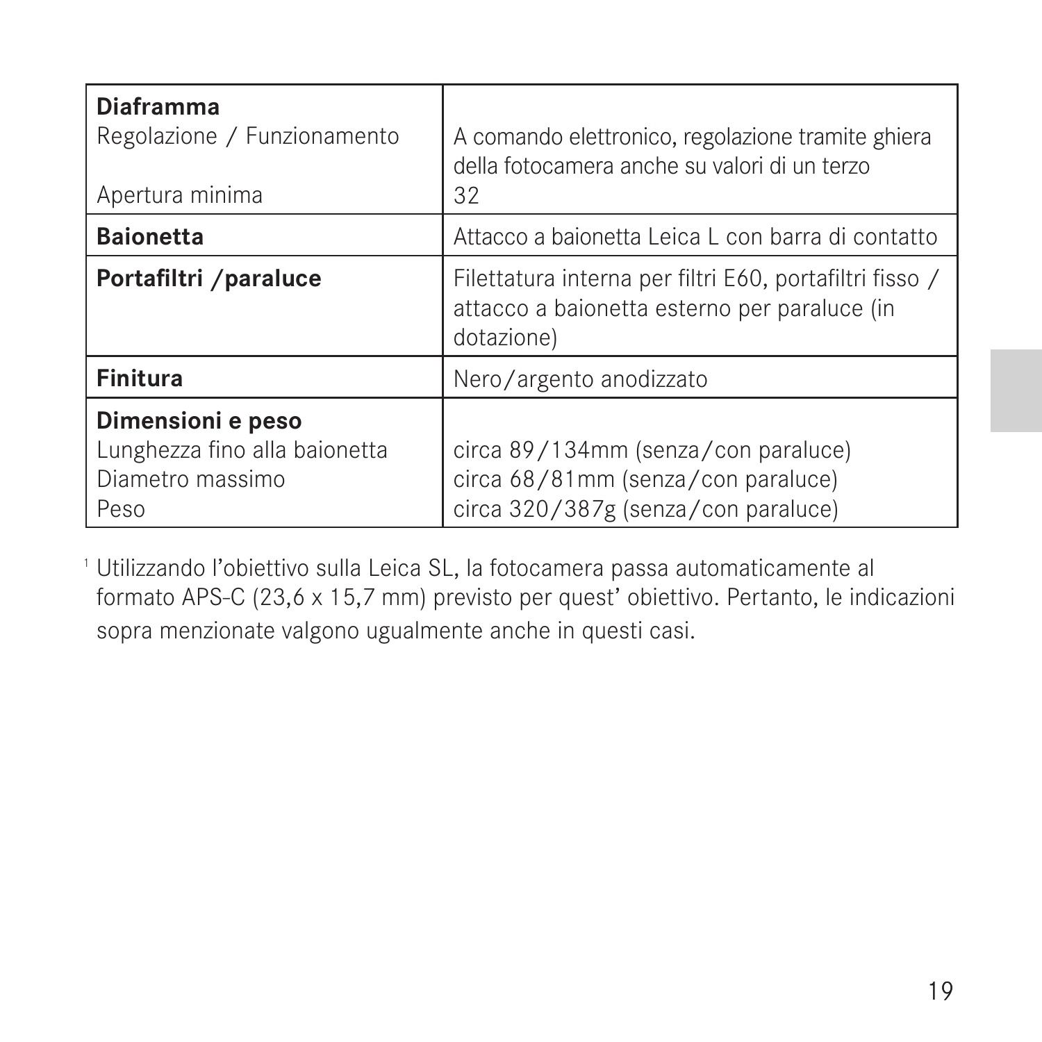| | |
|---|---|
| **Diaframma** | |
| Regolazione / Funzionamento | A comando elettronico, regolazione tramite ghiera della fotocamera anche su valori di un terzo |
| Apertura minima | 32 |
| **Baionetta** | Attacco a baionetta Leica L con barra di contatto |
| **Portafiltri /paraluce** | Filettatura interna per filtri E60, portafiltri fisso / attacco a baionetta esterno per paraluce (in dotazione) |
| **Finitura** | Nero/argento anodizzato |
| **Dimensioni e peso** | |
| Lunghezza fino alla baionetta | circa 89/134mm (senza/con paraluce) |
| Diametro massimo | circa 68/81mm (senza/con paraluce) |
| Peso | circa 320/387g (senza/con paraluce) |

[1] Utilizzando l'obiettivo sulla Leica SL, la fotocamera passa automaticamente al formato APS-C (23,6 x 15,7 mm) previsto per quest' obiettivo. Pertanto, le indicazioni sopra menzionate valgono ugualmente anche in questi casi.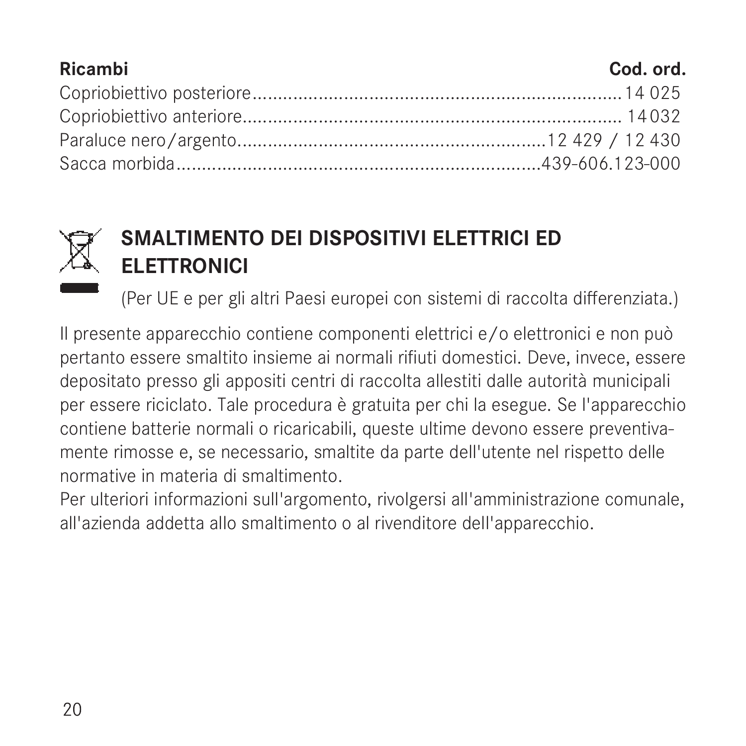| Ricambi | Cod. ord. |
| --- | --- |
| Copriobiettivo posteriore | 14 025 |
| Copriobiettivo anteriore | 14032 |
| Paraluce nero/argento | 12 429 / 12 430 |
| Sacca morbida | 439-606.123-000 |

## SMALTIMENTO DEI DISPOSITIVI ELETTRICI ED ELETTRONICI

(Per UE e per gli altri Paesi europei con sistemi di raccolta differenziata.)

Il presente apparecchio contiene componenti elettrici e/o elettronici e non può pertanto essere smaltito insieme ai normali rifiuti domestici. Deve, invece, essere depositato presso gli appositi centri di raccolta allestiti dalle autorità municipali per essere riciclato. Tale procedura è gratuita per chi la esegue. Se l'apparecchio contiene batterie normali o ricaricabili, queste ultime devono essere preventivamente rimosse e, se necessario, smaltite da parte dell'utente nel rispetto delle normative in materia di smaltimento.
Per ulteriori informazioni sull'argomento, rivolgersi all'amministrazione comunale, all'azienda addetta allo smaltimento o al rivenditore dell'apparecchio.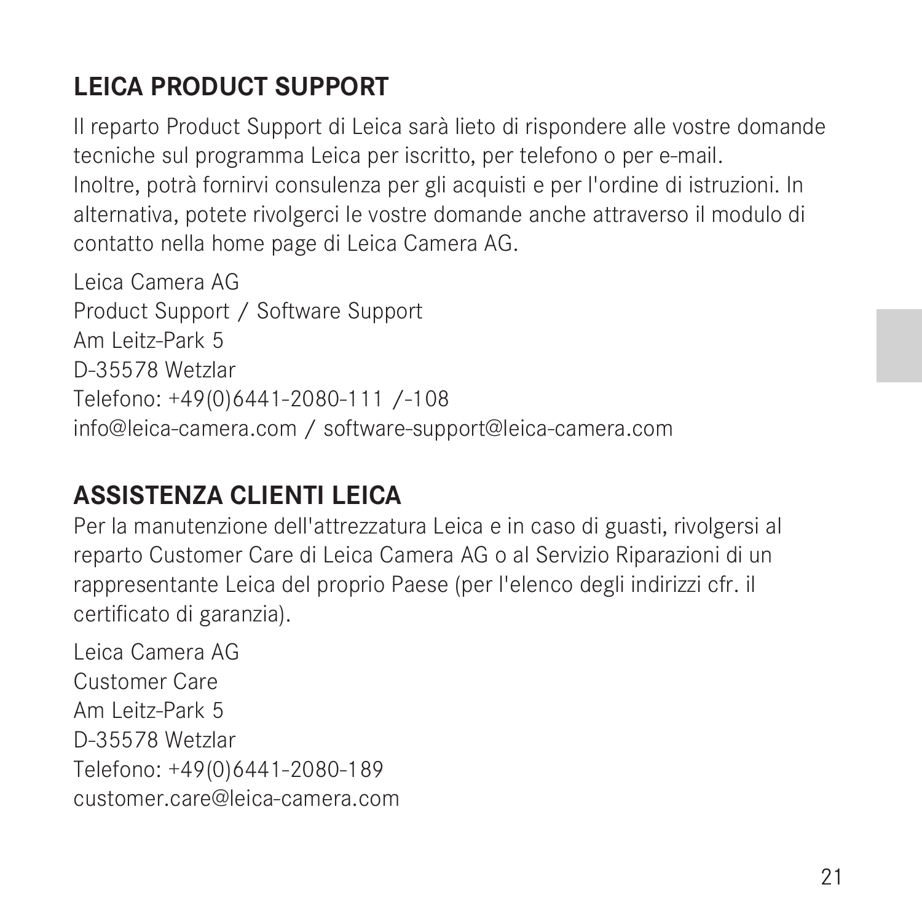## LEICA PRODUCT SUPPORT

Il reparto Product Support di Leica sarà lieto di rispondere alle vostre domande tecniche sul programma Leica per iscritto, per telefono o per e-mail.
Inoltre, potrà fornirvi consulenza per gli acquisti e per l'ordine di istruzioni. In alternativa, potete rivolgerci le vostre domande anche attraverso il modulo di contatto nella home page di Leica Camera AG.

Leica Camera AG
Product Support / Software Support
Am Leitz-Park 5
D-35578 Wetzlar
Telefono: +49(0)6441-2080-111 /-108
info@leica-camera.com / software-support@leica-camera.com

## ASSISTENZA CLIENTI LEICA

Per la manutenzione dell'attrezzatura Leica e in caso di guasti, rivolgersi al reparto Customer Care di Leica Camera AG o al Servizio Riparazioni di un rappresentante Leica del proprio Paese (per l'elenco degli indirizzi cfr. il certificato di garanzia).

Leica Camera AG
Customer Care
Am Leitz-Park 5
D-35578 Wetzlar
Telefono: +49(0)6441-2080-189
customer.care@leica-camera.com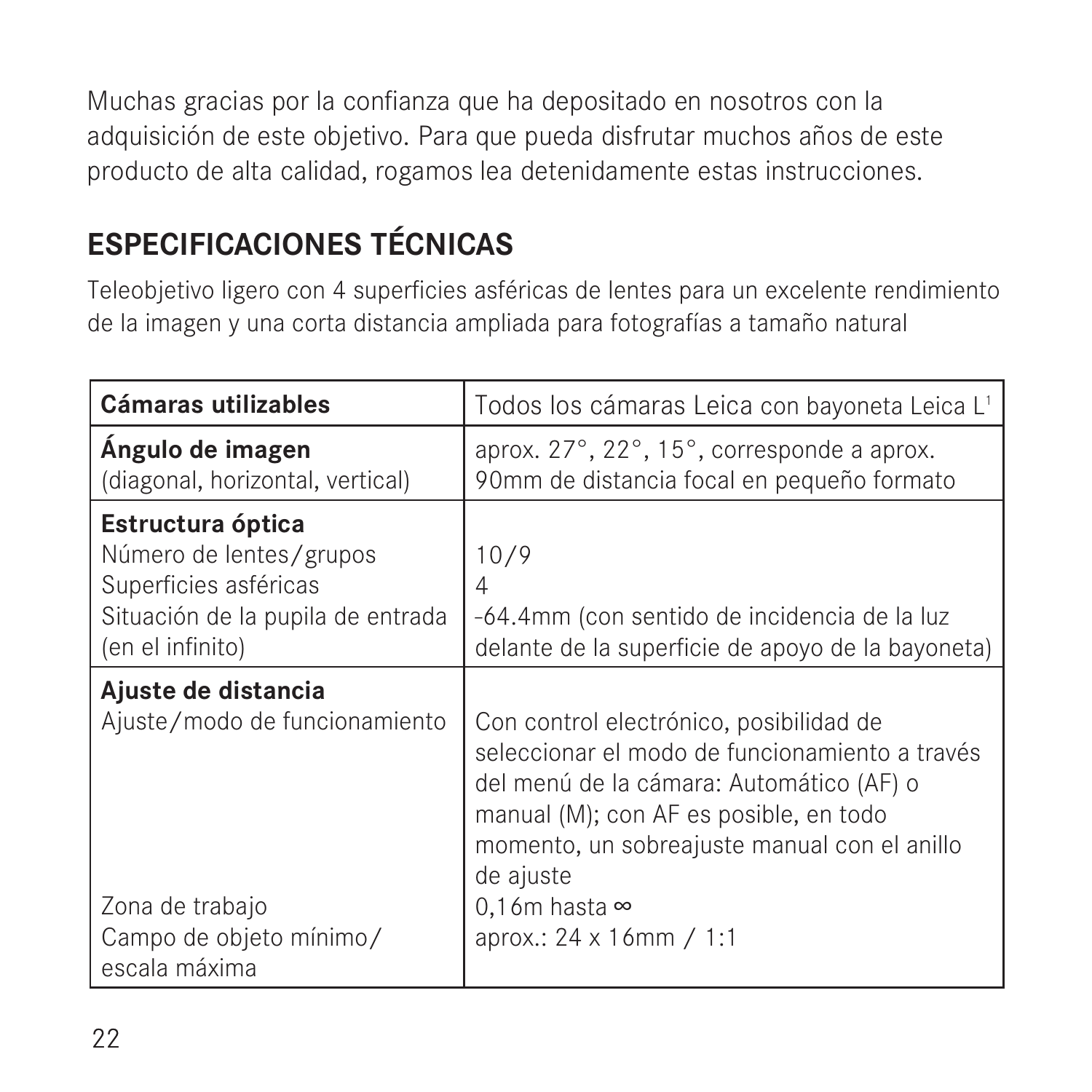Muchas gracias por la confianza que ha depositado en nosotros con la adquisición de este objetivo. Para que pueda disfrutar muchos años de este producto de alta calidad, rogamos lea detenidamente estas instrucciones.

## ESPECIFICACIONES TÉCNICAS

Teleobjetivo ligero con 4 superficies asféricas de lentes para un excelente rendimiento de la imagen y una corta distancia ampliada para fotografías a tamaño natural

| **Cámaras utilizables** | Todos los cámaras Leica con bayoneta Leica L[1] |
|---|---|
| **Ángulo de imagen** (diagonal, horizontal, vertical) | aprox. 27°, 22°, 15°, corresponde a aprox. 90mm de distancia focal en pequeño formato |
| **Estructura óptica** | |
| Número de lentes/grupos | 10/9 |
| Superficies asféricas | 4 |
| Situación de la pupila de entrada (en el infinito) | -64.4mm (con sentido de incidencia de la luz delante de la superficie de apoyo de la bayoneta) |
| **Ajuste de distancia** | |
| Ajuste/modo de funcionamiento | Con control electrónico, posibilidad de seleccionar el modo de funcionamiento a través del menú de la cámara: Automático (AF) o manual (M); con AF es posible, en todo momento, un sobreajuste manual con el anillo de ajuste |
| Zona de trabajo | 0,16m hasta ∞ |
| Campo de objeto mínimo/ escala máxima | aprox.: 24 x 16mm / 1:1 |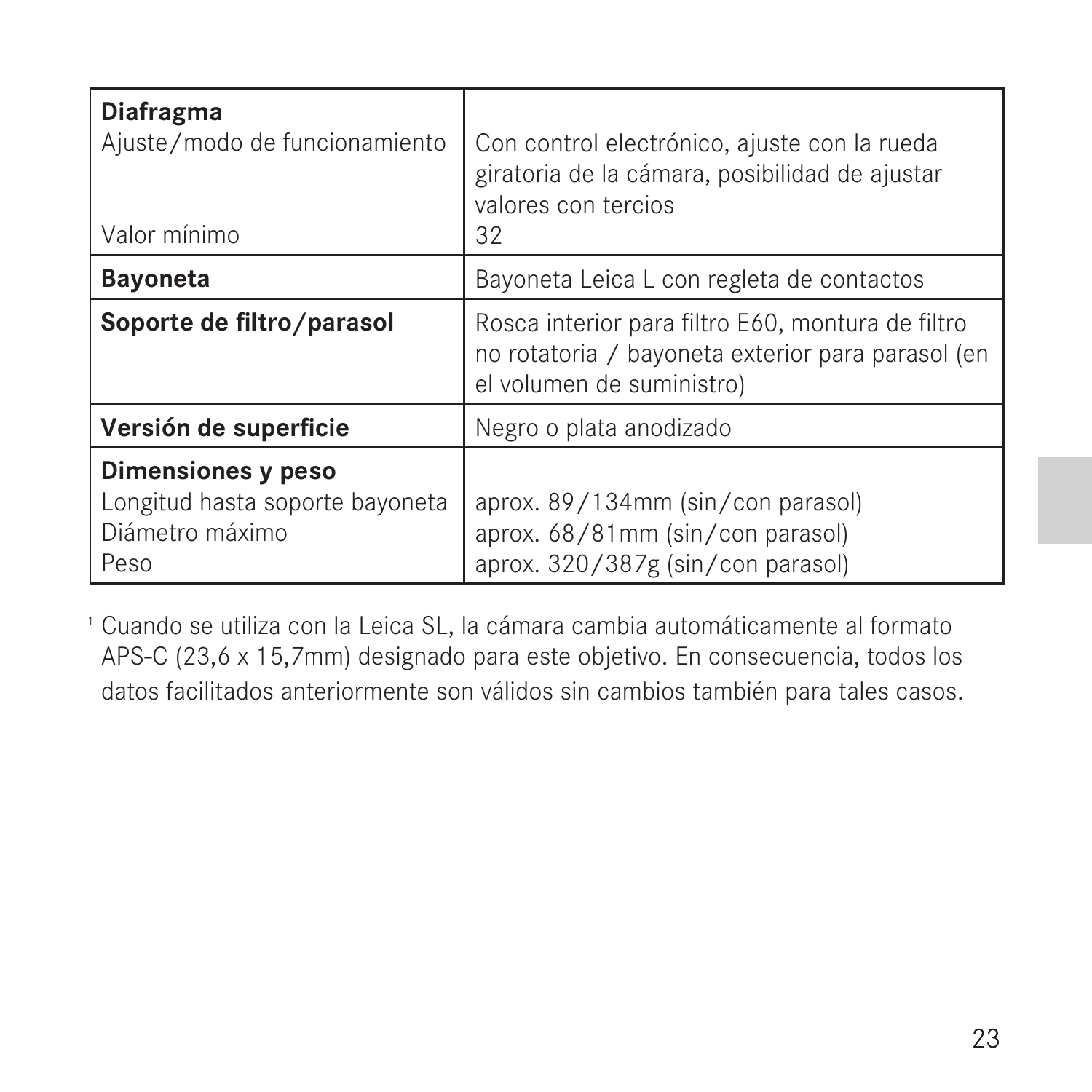| | |
|---|---|
| **Diafragma** | |
| Ajuste/modo de funcionamiento | Con control electrónico, ajuste con la rueda giratoria de la cámara, posibilidad de ajustar valores con tercios |
| Valor mínimo | 32 |
| **Bayoneta** | Bayoneta Leica L con regleta de contactos |
| **Soporte de filtro/parasol** | Rosca interior para filtro E60, montura de filtro no rotatoria / bayoneta exterior para parasol (en el volumen de suministro) |
| **Versión de superficie** | Negro o plata anodizado |
| **Dimensiones y peso** | |
| Longitud hasta soporte bayoneta | aprox. 89/134mm (sin/con parasol) |
| Diámetro máximo | aprox. 68/81mm (sin/con parasol) |
| Peso | aprox. 320/387g (sin/con parasol) |

[1] Cuando se utiliza con la Leica SL, la cámara cambia automáticamente al formato APS-C (23,6 x 15,7mm) designado para este objetivo. En consecuencia, todos los datos facilitados anteriormente son válidos sin cambios también para tales casos.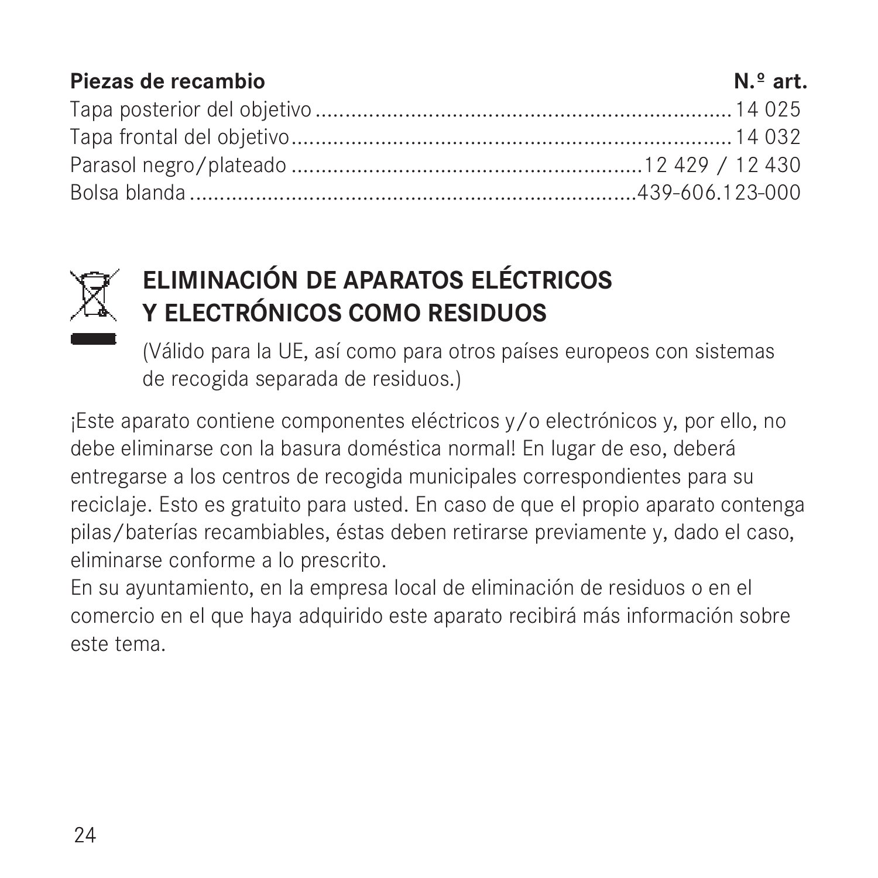| Piezas de recambio | N.º art. |
| --- | --- |
| Tapa posterior del objetivo | 14 025 |
| Tapa frontal del objetivo | 14 032 |
| Parasol negro/plateado | 12 429 / 12 430 |
| Bolsa blanda | 439-606.123-000 |

## ELIMINACIÓN DE APARATOS ELÉCTRICOS Y ELECTRÓNICOS COMO RESIDUOS

(Válido para la UE, así como para otros países europeos con sistemas de recogida separada de residuos.)

¡Este aparato contiene componentes eléctricos y/o electrónicos y, por ello, no debe eliminarse con la basura doméstica normal! En lugar de eso, deberá entregarse a los centros de recogida municipales correspondientes para su reciclaje. Esto es gratuito para usted. En caso de que el propio aparato contenga pilas/baterías recambiables, éstas deben retirarse previamente y, dado el caso, eliminarse conforme a lo prescrito.
En su ayuntamiento, en la empresa local de eliminación de residuos o en el comercio en el que haya adquirido este aparato recibirá más información sobre este tema.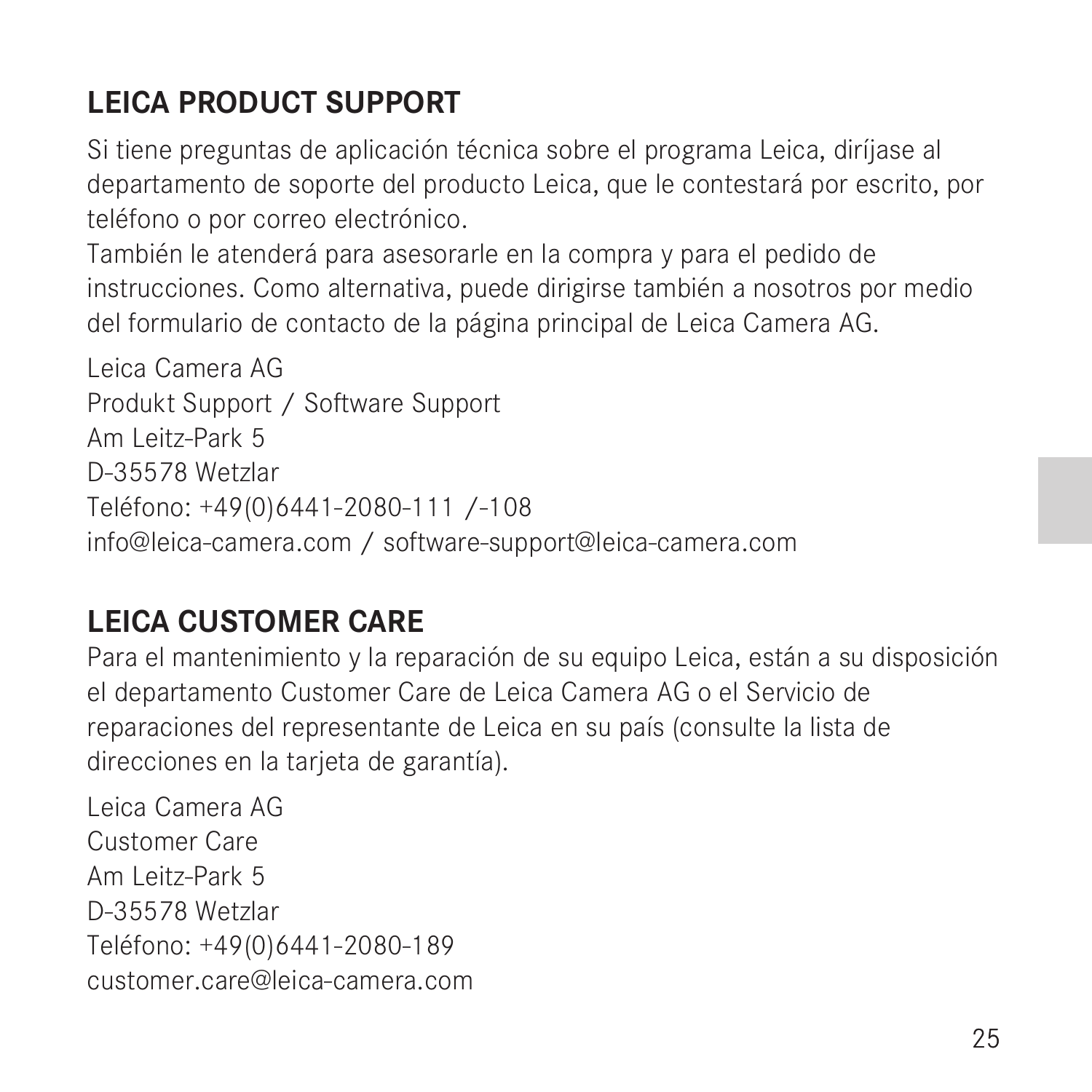## LEICA PRODUCT SUPPORT

Si tiene preguntas de aplicación técnica sobre el programa Leica, diríjase al departamento de soporte del producto Leica, que le contestará por escrito, por teléfono o por correo electrónico.
También le atenderá para asesorarle en la compra y para el pedido de instrucciones. Como alternativa, puede dirigirse también a nosotros por medio del formulario de contacto de la página principal de Leica Camera AG.

Leica Camera AG
Produkt Support / Software Support
Am Leitz-Park 5
D-35578 Wetzlar
Teléfono: +49(0)6441-2080-111 /-108
info@leica-camera.com / software-support@leica-camera.com

## LEICA CUSTOMER CARE

Para el mantenimiento y la reparación de su equipo Leica, están a su disposición el departamento Customer Care de Leica Camera AG o el Servicio de reparaciones del representante de Leica en su país (consulte la lista de direcciones en la tarjeta de garantía).

Leica Camera AG
Customer Care
Am Leitz-Park 5
D-35578 Wetzlar
Teléfono: +49(0)6441-2080-189
customer.care@leica-camera.com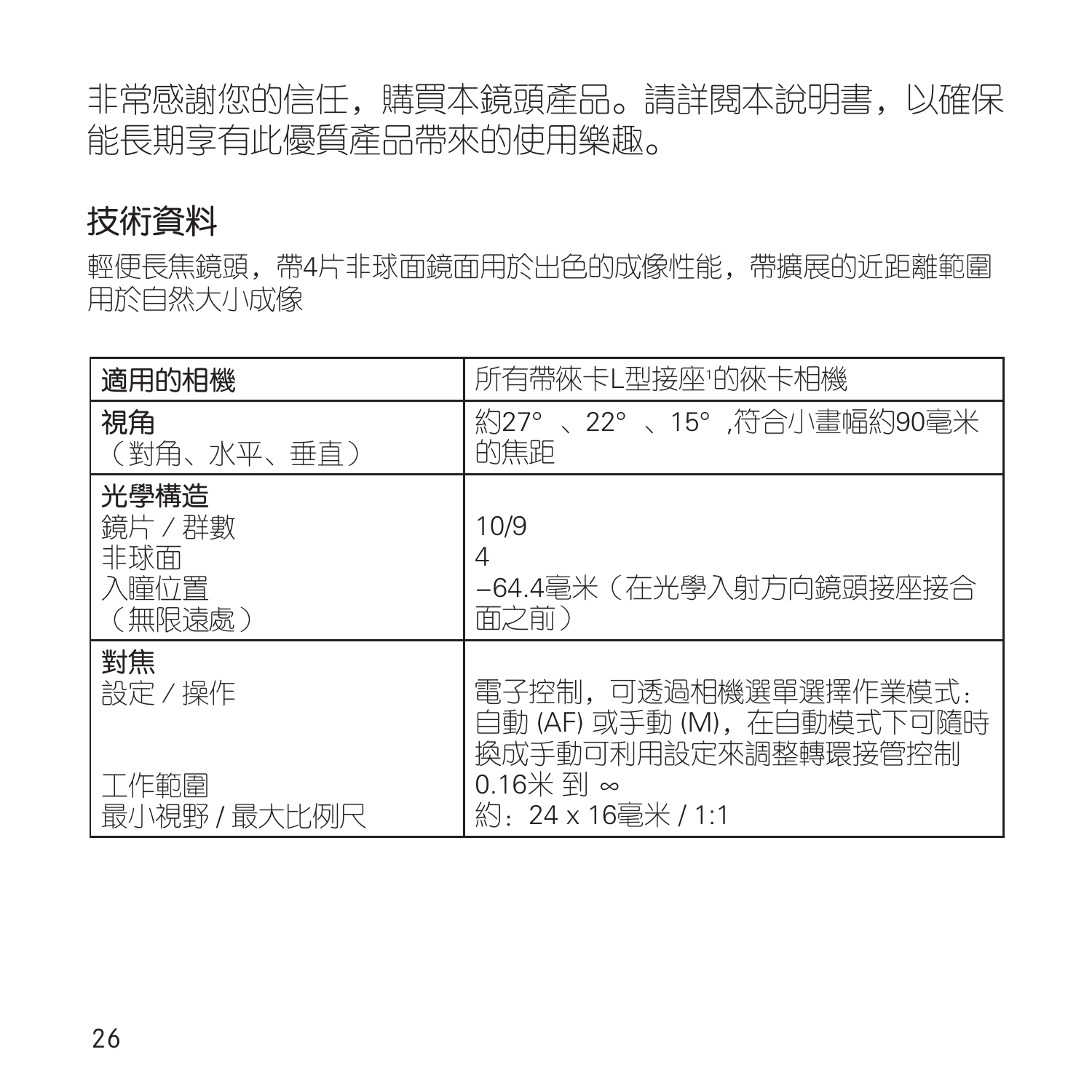非常感謝您的信任，購買本鏡頭產品。請詳閱本說明書，以確保能長期享有此優質產品帶來的使用樂趣。

## 技術資料

輕便長焦鏡頭，帶4片非球面鏡面用於出色的成像性能，帶擴展的近距離範圍用於自然大小成像

| **適用的相機** | 所有帶徠卡L型接座[1]的徠卡相機 |
|---|---|
| **視角**<br>（對角、水平、垂直） | 約27° 、22° 、15° ,符合小畫幅約90毫米的焦距 |
| **光學構造**<br>鏡片 / 群數<br>非球面<br>入瞳位置<br>（無限遠處） | <br>10/9<br>4<br>–64.4毫米（在光學入射方向鏡頭接座接合面之前） |
| **對焦**<br>設定 / 操作<br><br><br>工作範圍<br>最小視野 / 最大比例尺 | <br>電子控制，可透過相機選單選擇作業模式：自動 (AF) 或手動 (M)，在自動模式下可隨時換成手動可利用設定來調整轉環接管控制<br>0.16米 到 ∞<br>約：24 x 16毫米 / 1:1 |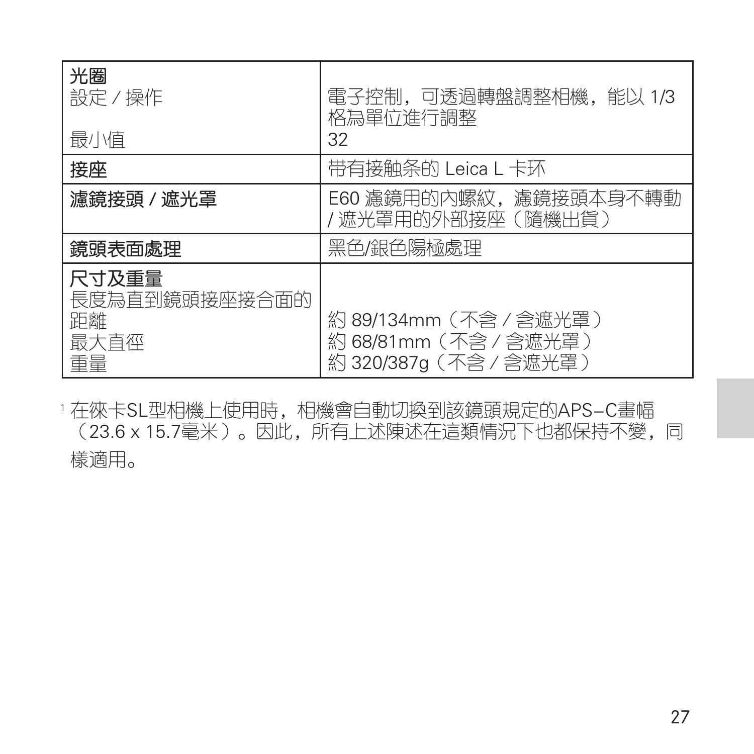| | |
|---|---|
| **光圈**<br>設定 / 操作<br><br>最小值 | <br>電子控制，可透過轉盤調整相機，能以 1/3 格為單位進行調整<br>32 |
| **接座** | 带有接触条的 Leica L 卡环 |
| **濾鏡接頭 / 遮光罩** | E60 濾鏡用的內螺紋，濾鏡接頭本身不轉動 / 遮光罩用的外部接座（隨機出貨） |
| **鏡頭表面處理** | 黑色/銀色陽極處理 |
| **尺寸及重量**<br>長度為直到鏡頭接座接合面的距離<br>最大直徑<br>重量 | <br><br>約 89/134mm（不含 / 含遮光罩）<br>約 68/81mm（不含 / 含遮光罩）<br>約 320/387g（不含 / 含遮光罩） |

[1] 在徠卡SL型相機上使用時，相機會自動切換到該鏡頭規定的APS–C畫幅（23.6 x 15.7毫米）。因此，所有上述陳述在這類情況下也都保持不變，同樣適用。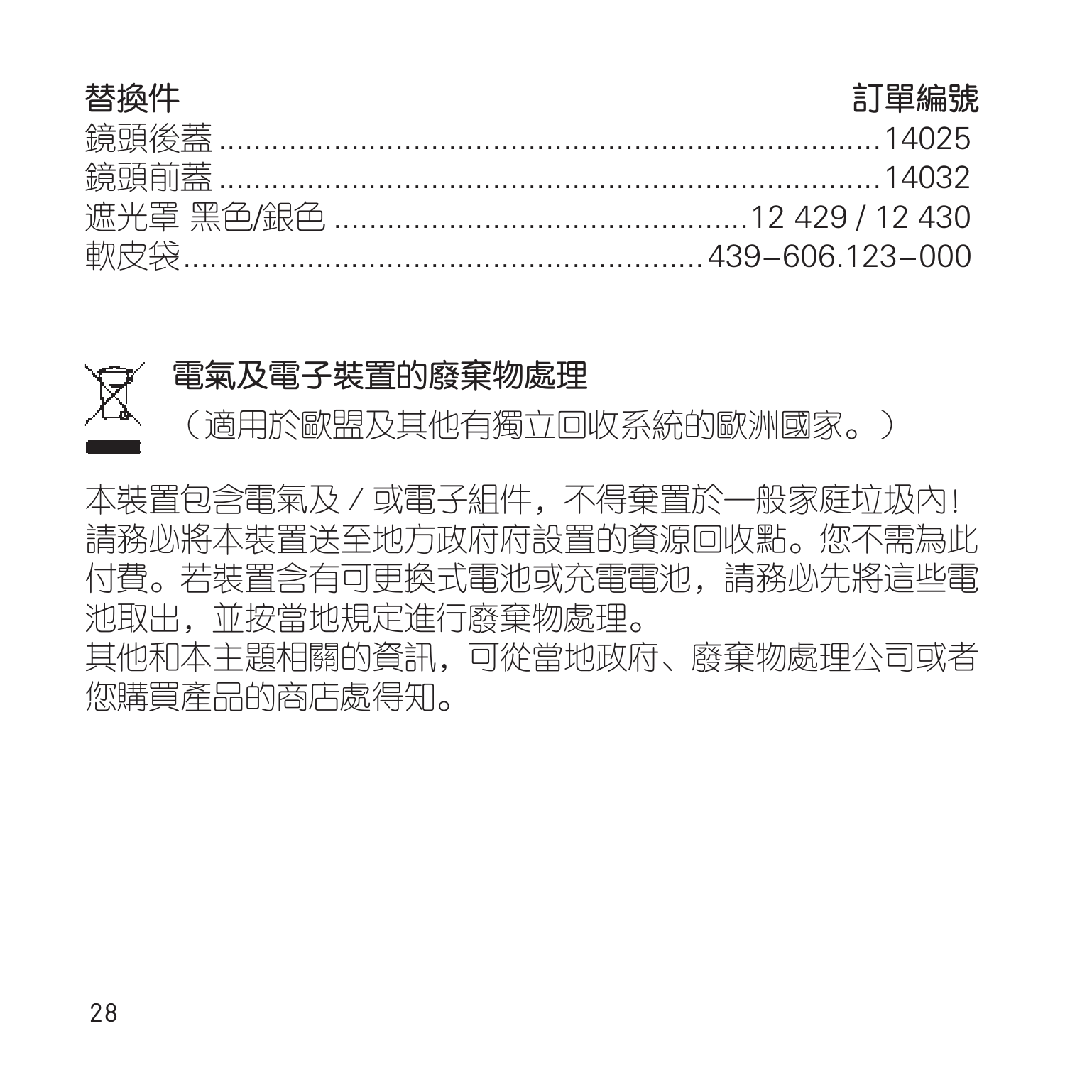| 替換件 | 訂單編號 |
| --- | --- |
| 鏡頭後蓋 | 14025 |
| 鏡頭前蓋 | 14032 |
| 遮光罩 黑色/銀色 | 12 429 / 12 430 |
| 軟皮袋 | 439–606.123–000 |

## 電氣及電子裝置的廢棄物處理

（適用於歐盟及其他有獨立回收系統的歐洲國家。）

本裝置包含電氣及／或電子組件，不得棄置於一般家庭垃圾內！請務必將本裝置送至地方政府府設置的資源回收點。您不需為此付費。若裝置含有可更換式電池或充電電池，請務必先將這些電池取出，並按當地規定進行廢棄物處理。
其他和本主題相關的資訊，可從當地政府、廢棄物處理公司或者您購買產品的商店處得知。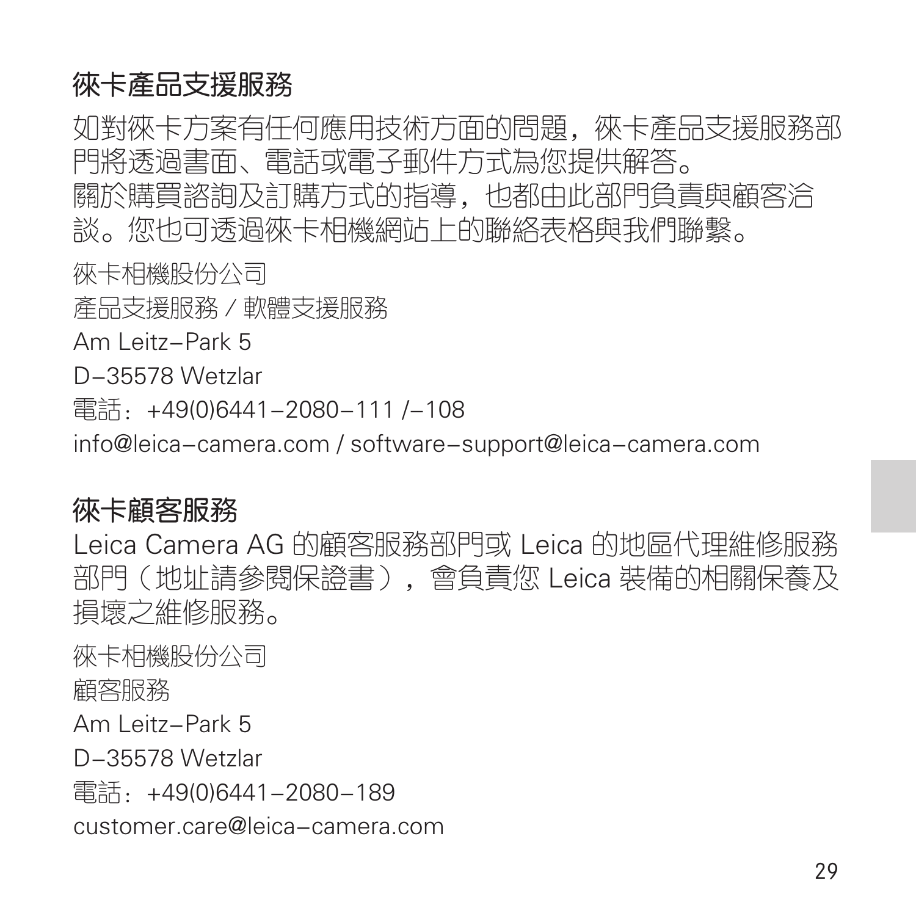## 徠卡產品支援服務

如對徠卡方案有任何應用技術方面的問題，徠卡產品支援服務部門將透過書面、電話或電子郵件方式為您提供解答。
關於購買諮詢及訂購方式的指導，也都由此部門負責與顧客洽談。您也可透過徠卡相機網站上的聯絡表格與我們聯繫。

徠卡相機股份公司

產品支援服務 / 軟體支援服務

Am Leitz-Park 5

D-35578 Wetzlar

電話：+49(0)6441-2080-111 /-108

info@leica-camera.com / software-support@leica-camera.com

## 徠卡顧客服務

Leica Camera AG 的顧客服務部門或 Leica 的地區代理維修服務部門（地址請參閱保證書），會負責您 Leica 裝備的相關保養及損壞之維修服務。

徠卡相機股份公司

顧客服務

Am Leitz-Park 5

D-35578 Wetzlar

電話：+49(0)6441-2080-189

customer.care@leica-camera.com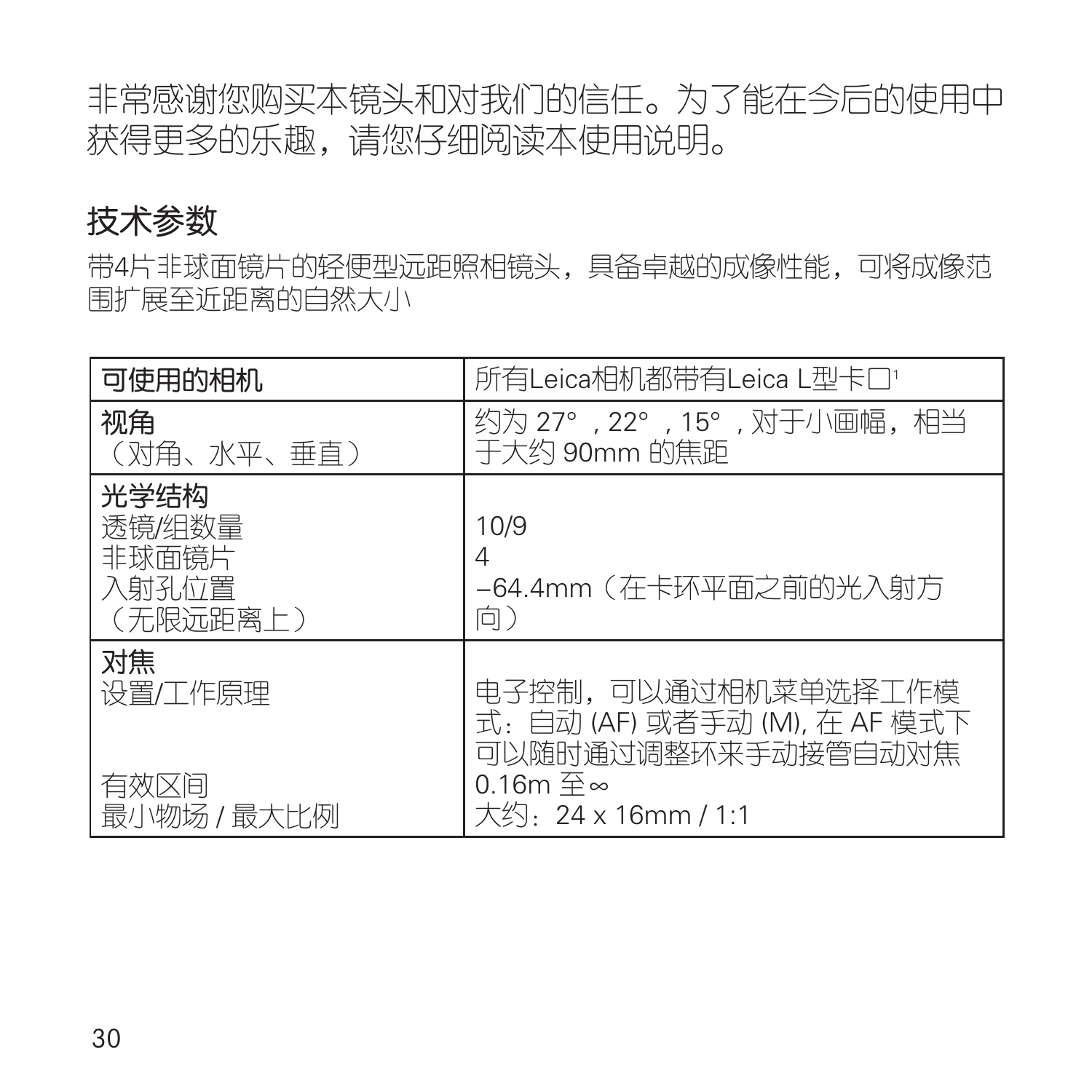非常感谢您购买本镜头和对我们的信任。为了能在今后的使用中获得更多的乐趣，请您仔细阅读本使用说明。

## 技术参数

带4片非球面镜片的轻便型远距照相镜头，具备卓越的成像性能，可将成像范围扩展至近距离的自然大小

| **可使用的相机** | 所有Leica相机都带有Leica L型卡口[1] |
|---|---|
| **视角**<br>（对角、水平、垂直） | 约为 27°，22°，15°，对于小画幅，相当于大约 90mm 的焦距 |
| **光学结构**<br>透镜/组数量<br>非球面镜片<br>入射孔位置<br>（无限远距离上） | <br>10/9<br>4<br>–64.4mm（在卡环平面之前的光入射方向） |
| **对焦**<br>设置/工作原理<br><br><br>有效区间<br>最小物场 / 最大比例 | <br>电子控制，可以通过相机菜单选择工作模式：自动 (AF) 或者手动 (M), 在 AF 模式下可以随时通过调整环来手动接管自动对焦<br>0.16m 至 ∞<br>大约：24 x 16mm / 1:1 |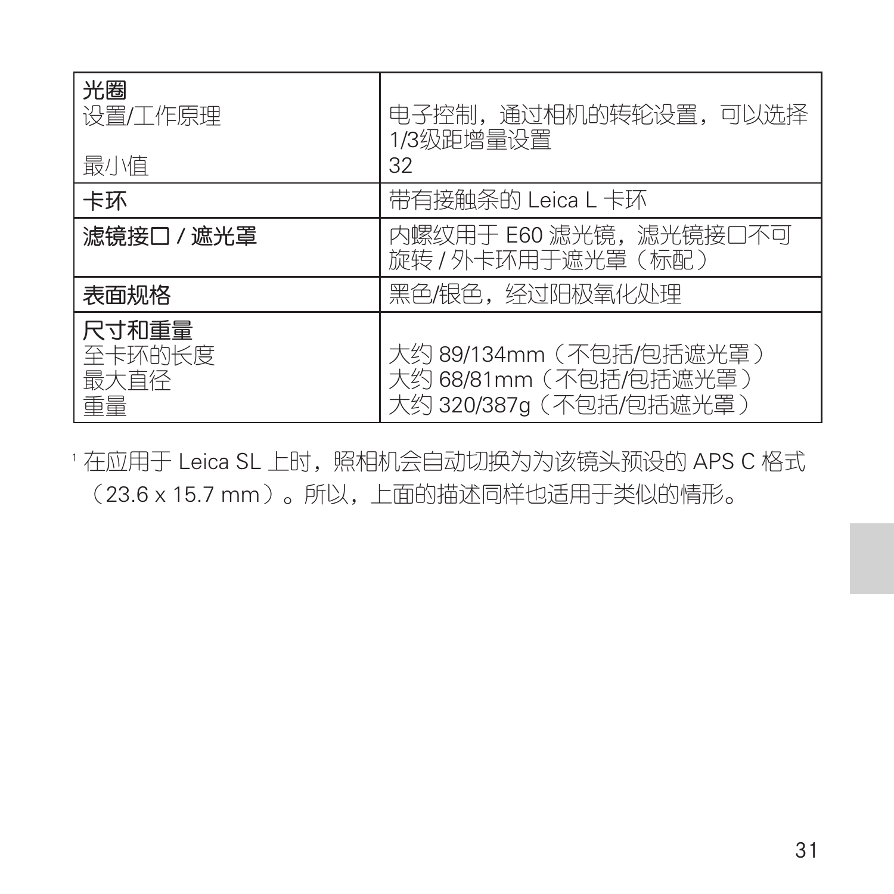| | |
|---|---|
| **光圈**<br>设置/工作原理<br><br>最小值 | 电子控制，通过相机的转轮设置，可以选择1/3级距增量设置<br>32 |
| **卡环** | 带有接触条的 Leica L 卡环 |
| **滤镜接口 / 遮光罩** | 内螺纹用于 E60 滤光镜，滤光镜接口不可旋转 / 外卡环用于遮光罩（标配） |
| **表面规格** | 黑色/银色，经过阳极氧化处理 |
| **尺寸和重量**<br>至卡环的长度<br>最大直径<br>重量 | <br>大约 89/134mm（不包括/包括遮光罩）<br>大约 68/81mm（不包括/包括遮光罩）<br>大约 320/387g（不包括/包括遮光罩） |

[1] 在应用于 Leica SL 上时，照相机会自动切换为为该镜头预设的 APS C 格式（23.6 x 15.7 mm）。所以，上面的描述同样也适用于类似的情形。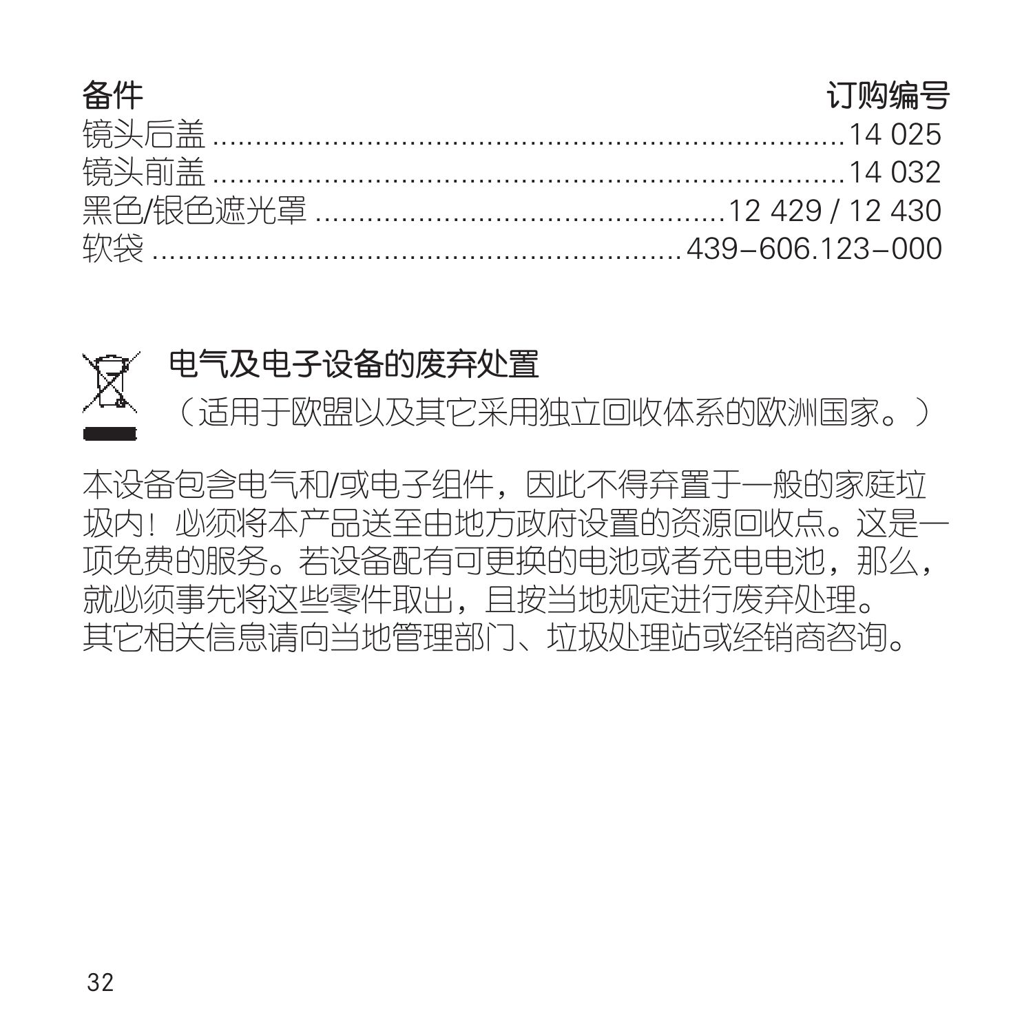| 备件 | 订购编号 |
| --- | --- |
| 镜头后盖 | 14 025 |
| 镜头前盖 | 14 032 |
| 黑色/银色遮光罩 | 12 429 / 12 430 |
| 软袋 | 439-606.123-000 |

## 电气及电子设备的废弃处置

（适用于欧盟以及其它采用独立回收体系的欧洲国家。）

本设备包含电气和/或电子组件，因此不得弃置于一般的家庭垃圾内！必须将本产品送至由地方政府设置的资源回收点。这是一项免费的服务。若设备配有可更换的电池或者充电电池，那么，就必须事先将这些零件取出，且按当地规定进行废弃处理。
其它相关信息请向当地管理部门、垃圾处理站或经销商咨询。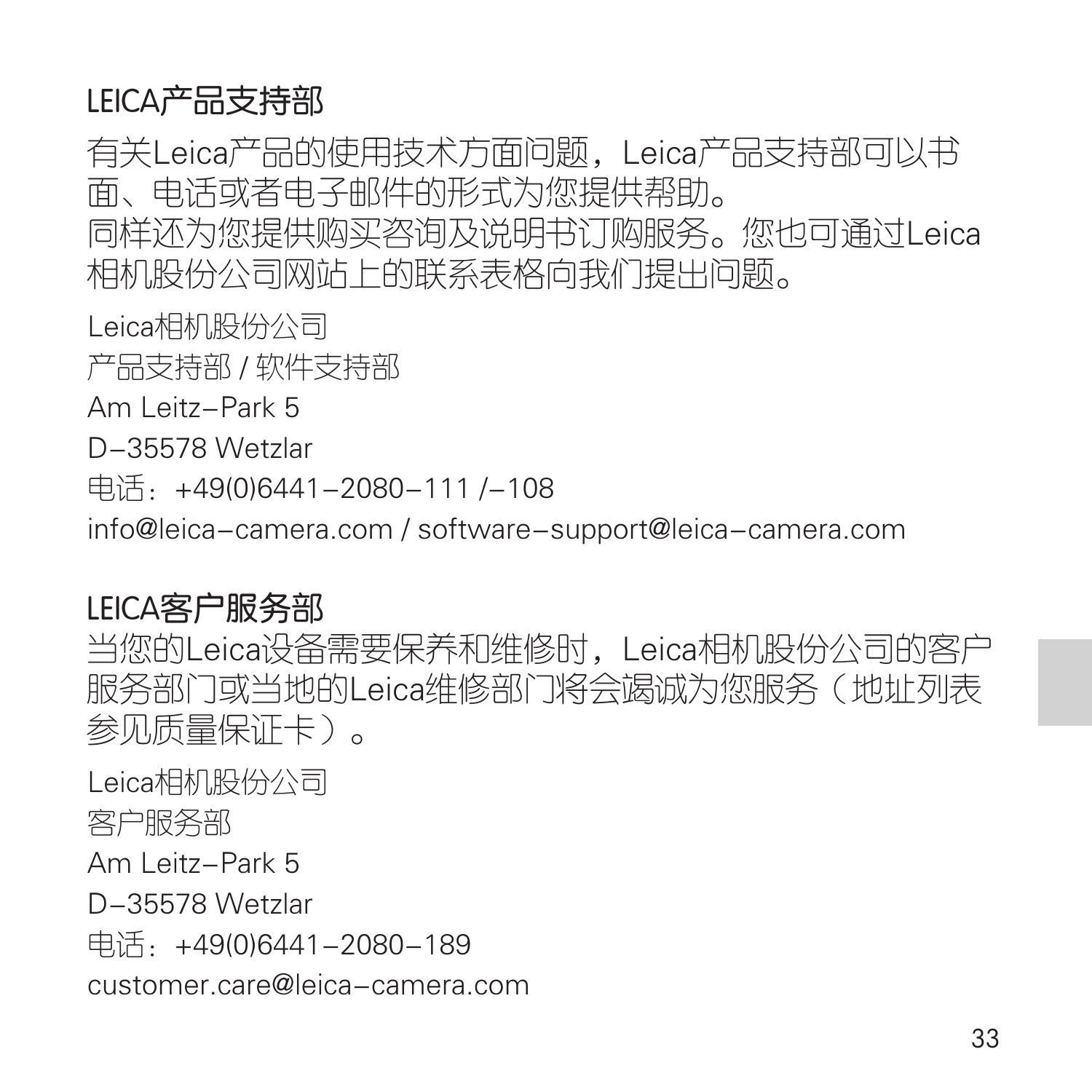## LEICA产品支持部

有关Leica产品的使用技术方面问题，Leica产品支持部可以书面、电话或者电子邮件的形式为您提供帮助。
同样还为您提供购买咨询及说明书订购服务。您也可通过Leica相机股份公司网站上的联系表格向我们提出问题。

Leica相机股份公司
产品支持部 / 软件支持部
Am Leitz-Park 5
D-35578 Wetzlar
电话：+49(0)6441-2080-111 /-108
info@leica-camera.com / software-support@leica-camera.com

## LEICA客户服务部

当您的Leica设备需要保养和维修时，Leica相机股份公司的客户服务部门或当地的Leica维修部门将会竭诚为您服务（地址列表参见质量保证卡）。

Leica相机股份公司
客户服务部
Am Leitz-Park 5
D-35578 Wetzlar
电话：+49(0)6441-2080-189
customer.care@leica-camera.com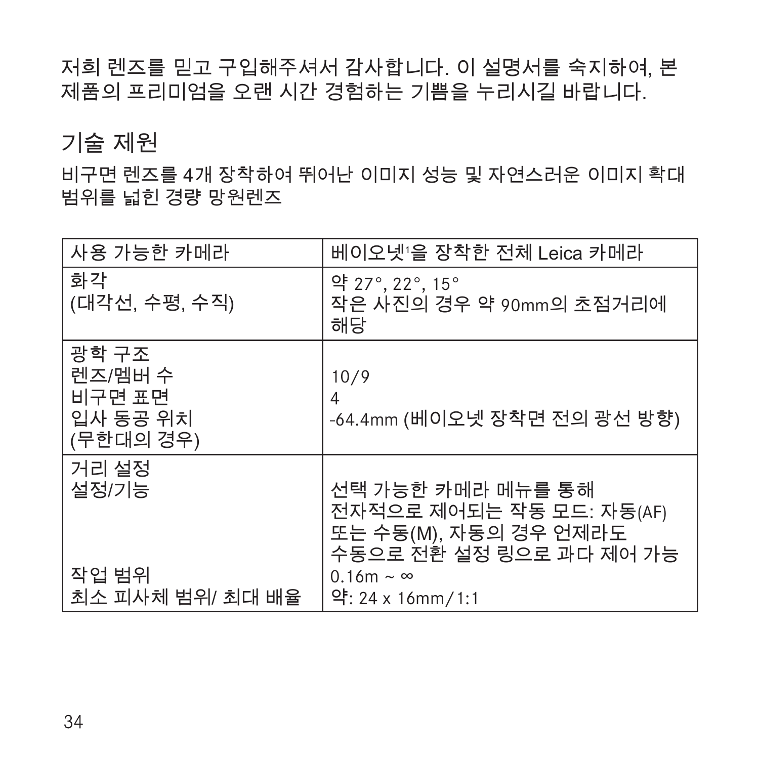저희 렌즈를 믿고 구입해주셔서 감사합니다. 이 설명서를 숙지하여, 본 제품의 프리미엄을 오랜 시간 경험하는 기쁨을 누리시길 바랍니다.

## 기술 제원

비구면 렌즈를 4개 장착하여 뛰어난 이미지 성능 및 자연스러운 이미지 확대 범위를 넓힌 경량 망원렌즈

| 사용 가능한 카메라 | 베이오넷[1]을 장착한 전체 Leica 카메라 |
|---|---|
| 화각<br>(대각선, 수평, 수직) | 약 27°, 22°, 15°<br>작은 사진의 경우 약 90mm의 초점거리에 해당 |
| 광학 구조<br>렌즈/멤버 수<br>비구면 표면<br>입사 동공 위치<br>(무한대의 경우) | <br>10/9<br>4<br>-64.4mm (베이오넷 장착면 전의 광선 방향) |
| 거리 설정<br>설정/기능<br><br><br><br>작업 범위<br>최소 피사체 범위/ 최대 배율 | <br>선택 가능한 카메라 메뉴를 통해 전자적으로 제어되는 작동 모드: 자동(AF) 또는 수동(M), 자동의 경우 언제라도 수동으로 전환 설정 링으로 과다 제어 가능<br>0.16m ~ ∞<br>약: 24 x 16mm/ 1:1 |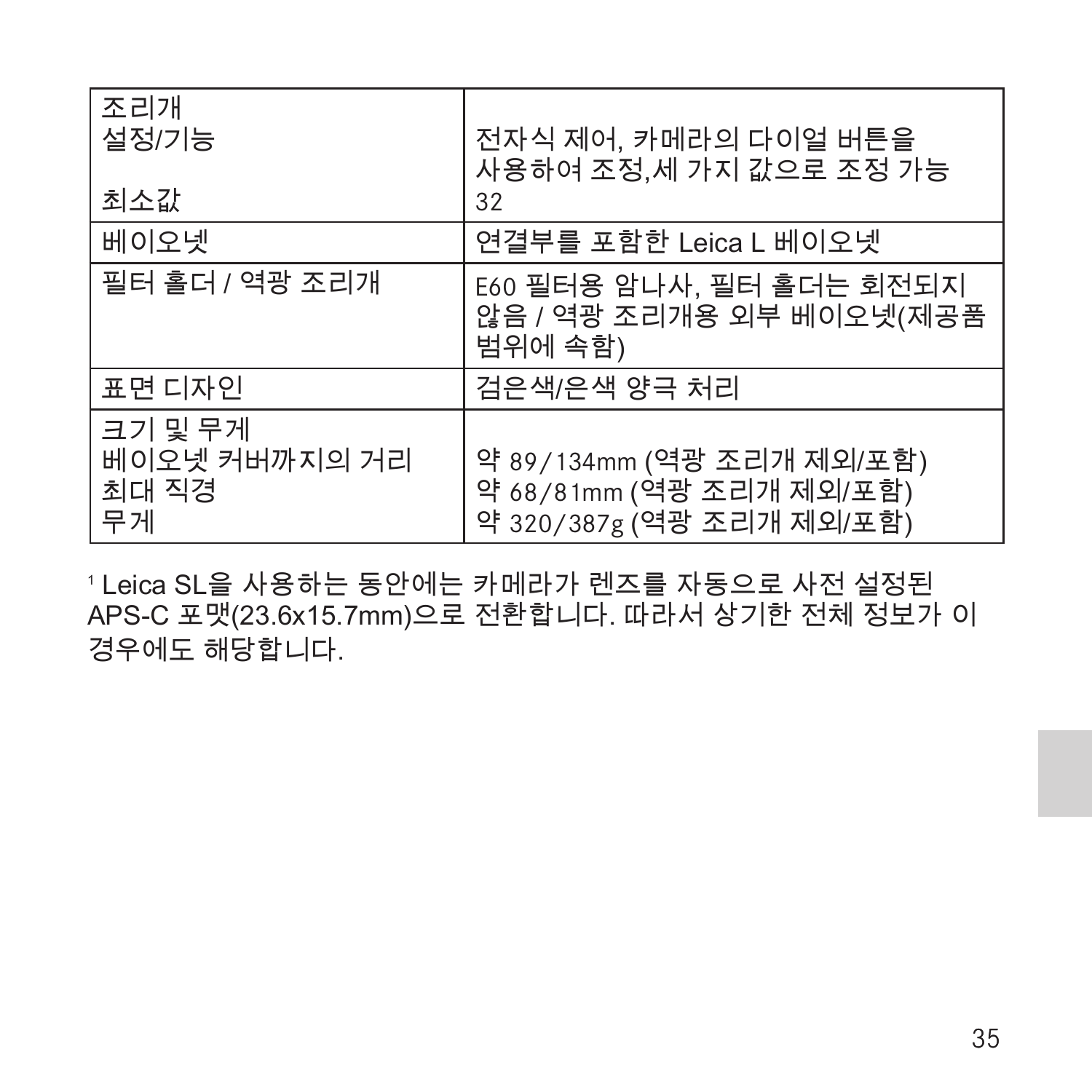| 조리개<br>설정/기능<br><br>최소값 | <br>전자식 제어, 카메라의 다이얼 버튼을 사용하여 조정,세 가지 값으로 조정 가능<br>32 |
|---|---|
| 베이오넷 | 연결부를 포함한 Leica L 베이오넷 |
| 필터 홀더 / 역광 조리개 | E60 필터용 암나사, 필터 홀더는 회전되지 않음 / 역광 조리개용 외부 베이오넷(제공품 범위에 속함) |
| 표면 디자인 | 검은색/은색 양극 처리 |
| 크기 및 무게<br>베이오넷 커버까지의 거리<br>최대 직경<br>무게 | <br>약 89/134mm (역광 조리개 제외/포함)<br>약 68/81mm (역광 조리개 제외/포함)<br>약 320/387g (역광 조리개 제외/포함) |

[1] Leica SL을 사용하는 동안에는 카메라가 렌즈를 자동으로 사전 설정된 APS-C 포맷(23.6x15.7mm)으로 전환합니다. 따라서 상기한 전체 정보가 이 경우에도 해당합니다.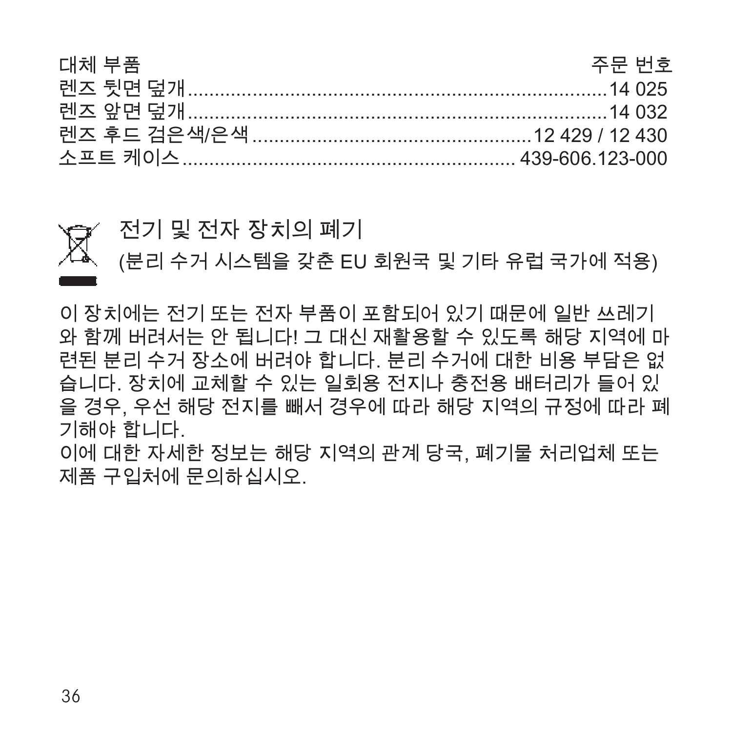| 대체 부품 | 주문 번호 |
| --- | --- |
| 렌즈 뒷면 덮개 | 14 025 |
| 렌즈 앞면 덮개 | 14 032 |
| 렌즈 후드 검은색/은색 | 12 429 / 12 430 |
| 소프트 케이스 | 439-606.123-000 |

## 전기 및 전자 장치의 폐기

(분리 수거 시스템을 갖춘 EU 회원국 및 기타 유럽 국가에 적용)

이 장치에는 전기 또는 전자 부품이 포함되어 있기 때문에 일반 쓰레기와 함께 버려서는 안 됩니다! 그 대신 재활용할 수 있도록 해당 지역에 마련된 분리 수거 장소에 버려야 합니다. 분리 수거에 대한 비용 부담은 없습니다. 장치에 교체할 수 있는 일회용 전지나 충전용 배터리가 들어 있을 경우, 우선 해당 전지를 빼서 경우에 따라 해당 지역의 규정에 따라 폐기해야 합니다.

이에 대한 자세한 정보는 해당 지역의 관계 당국, 폐기물 처리업체 또는 제품 구입처에 문의하십시오.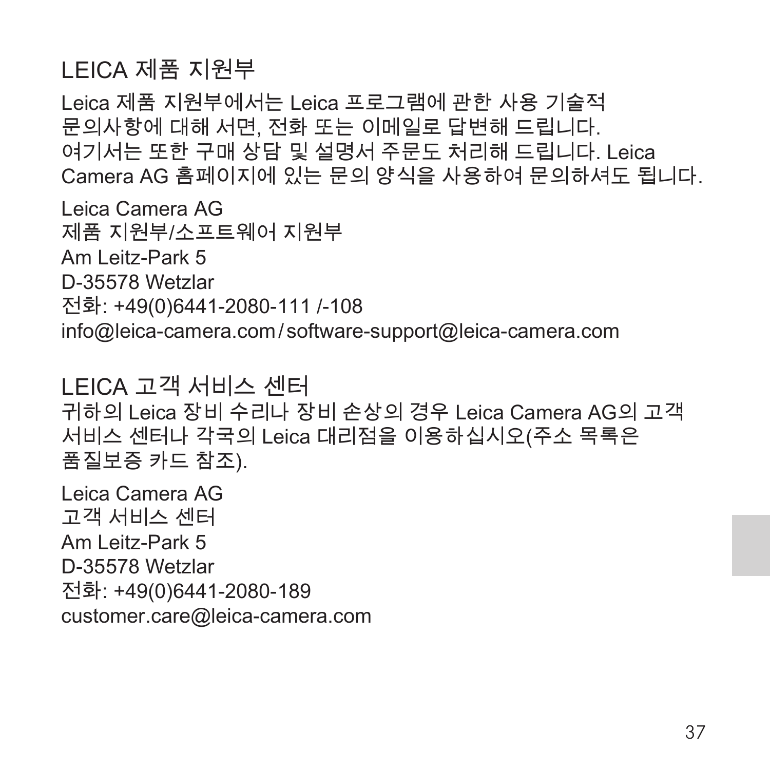## LEICA 제품 지원부

Leica 제품 지원부에서는 Leica 프로그램에 관한 사용 기술적 문의사항에 대해 서면, 전화 또는 이메일로 답변해 드립니다. 여기서는 또한 구매 상담 및 설명서 주문도 처리해 드립니다. Leica Camera AG 홈페이지에 있는 문의 양식을 사용하여 문의하셔도 됩니다.

Leica Camera AG
제품 지원부/소프트웨어 지원부
Am Leitz-Park 5
D-35578 Wetzlar
전화: +49(0)6441-2080-111 /-108
info@leica-camera.com / software-support@leica-camera.com

## LEICA 고객 서비스 센터

귀하의 Leica 장비 수리나 장비 손상의 경우 Leica Camera AG의 고객 서비스 센터나 각국의 Leica 대리점을 이용하십시오(주소 목록은 품질보증 카드 참조).

Leica Camera AG
고객 서비스 센터
Am Leitz-Park 5
D-35578 Wetzlar
전화: +49(0)6441-2080-189
customer.care@leica-camera.com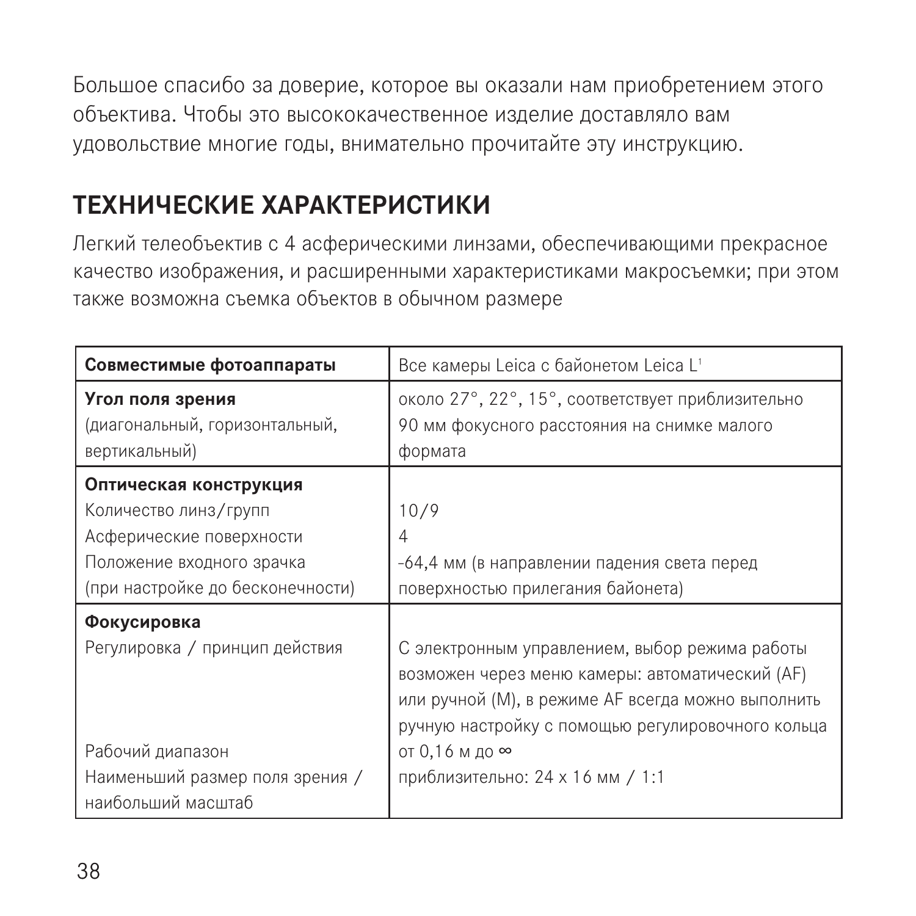Большое спасибо за доверие, которое вы оказали нам приобретением этого объектива. Чтобы это высококачественное изделие доставляло вам удовольствие многие годы, внимательно прочитайте эту инструкцию.

## ТЕХНИЧЕСКИЕ ХАРАКТЕРИСТИКИ

Легкий телеобъектив с 4 асферическими линзами, обеспечивающими прекрасное качество изображения, и расширенными характеристиками макросъемки; при этом также возможна съемка объектов в обычном размере

| **Совместимые фотоаппараты** | Все камеры Leica с байонетом Leica L[1] |
|---|---|
| **Угол поля зрения** (диагональный, горизонтальный, вертикальный) | около 27°, 22°, 15°, соответствует приблизительно 90 мм фокусного расстояния на снимке малого формата |
| **Оптическая конструкция** | |
| Количество линз/групп | 10/9 |
| Асферические поверхности | 4 |
| Положение входного зрачка (при настройке до бесконечности) | -64,4 мм (в направлении падения света перед поверхностью прилегания байонета) |
| **Фокусировка** | |
| Регулировка / принцип действия | С электронным управлением, выбор режима работы возможен через меню камеры: автоматический (AF) или ручной (M), в режиме AF всегда можно выполнить ручную настройку с помощью регулировочного кольца |
| Рабочий диапазон | от 0,16 м до ∞ |
| Наименьший размер поля зрения / наибольший масштаб | приблизительно: 24 x 16 мм / 1:1 |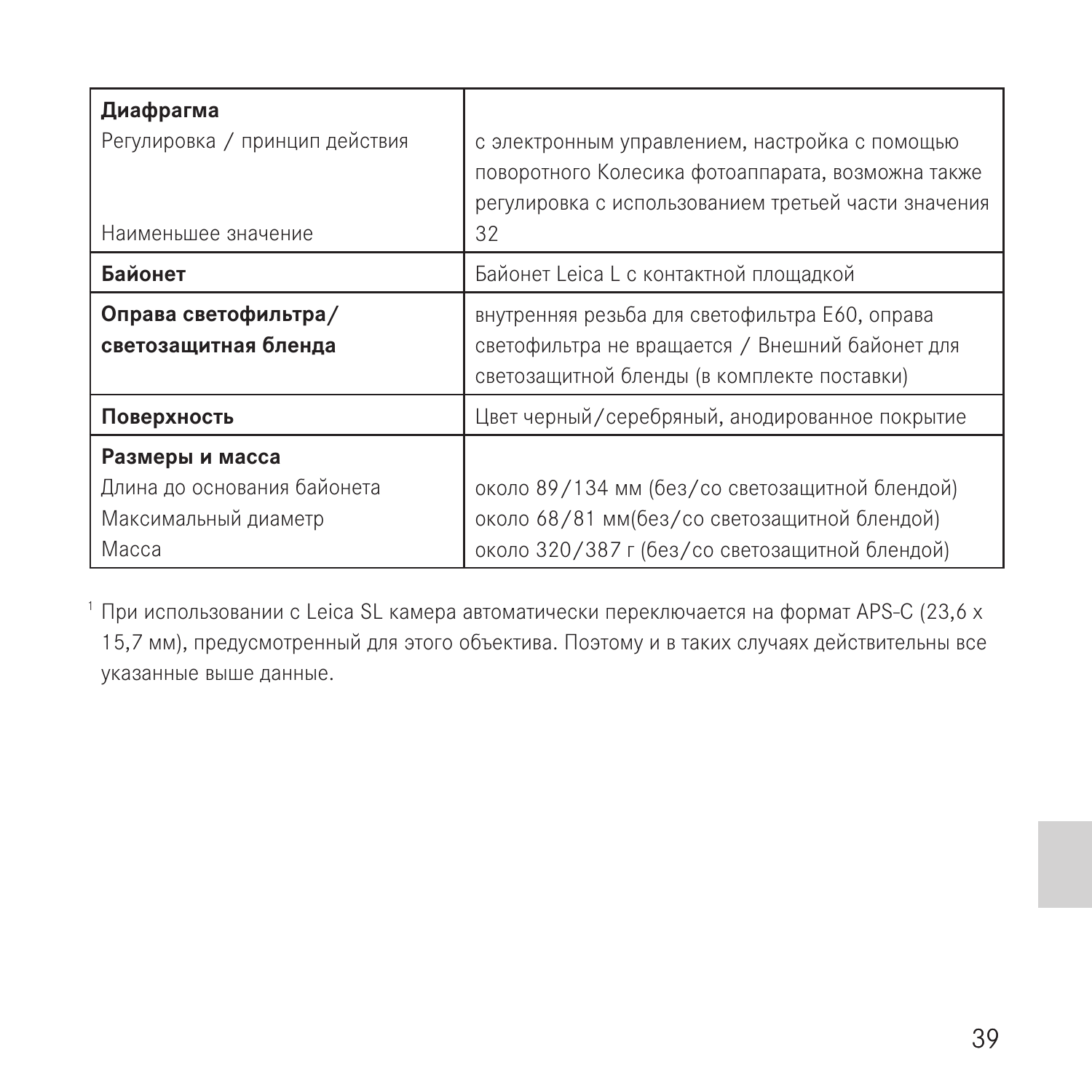| | |
|---|---|
| **Диафрагма** | |
| Регулировка / принцип действия | с электронным управлением, настройка с помощью поворотного Колесика фотоаппарата, возможна также регулировка с использованием третьей части значения |
| Наименьшее значение | 32 |
| **Байонет** | Байонет Leica L с контактной площадкой |
| **Оправа светофильтра/ светозащитная бленда** | внутренняя резьба для светофильтра E60, оправа светофильтра не вращается / Внешний байонет для светозащитной бленды (в комплекте поставки) |
| **Поверхность** | Цвет черный/серебряный, анодированное покрытие |
| **Размеры и масса** | |
| Длина до основания байонета | около 89/134 мм (без/со светозащитной блендой) |
| Максимальный диаметр | около 68/81 мм(без/со светозащитной блендой) |
| Масса | около 320/387 г (без/со светозащитной блендой) |

[1] При использовании с Leica SL камера автоматически переключается на формат APS-C (23,6 x 15,7 мм), предусмотренный для этого объектива. Поэтому и в таких случаях действительны все указанные выше данные.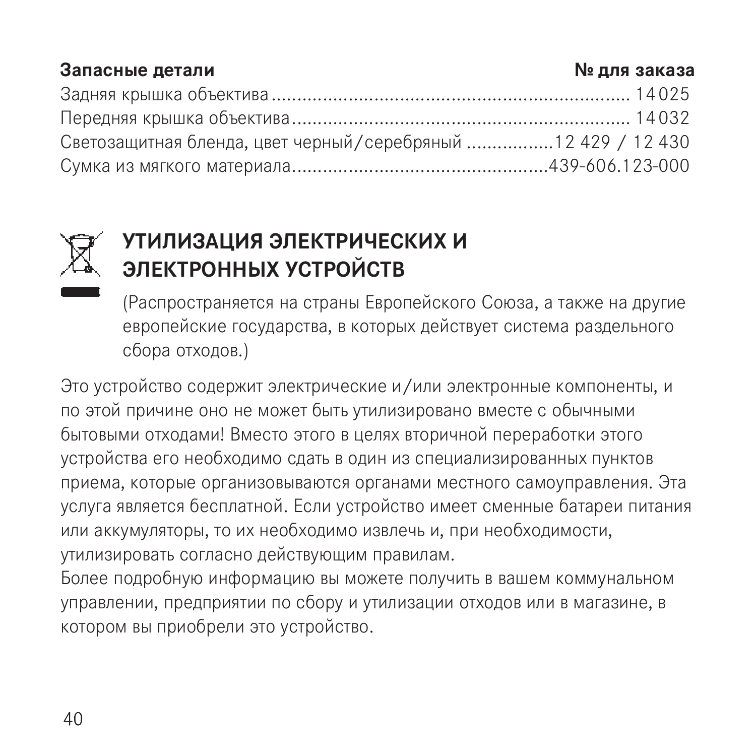| Запасные детали | № для заказа |
| --- | --- |
| Задняя крышка объектива | 14025 |
| Передняя крышка объектива | 14032 |
| Светозащитная бленда, цвет черный/серебряный | 12 429 / 12 430 |
| Сумка из мягкого материала | 439-606.123-000 |

## УТИЛИЗАЦИЯ ЭЛЕКТРИЧЕСКИХ И ЭЛЕКТРОННЫХ УСТРОЙСТВ

(Распространяется на страны Европейского Союза, а также на другие европейские государства, в которых действует система раздельного сбора отходов.)

Это устройство содержит электрические и/или электронные компоненты, и по этой причине оно не может быть утилизировано вместе с обычными бытовыми отходами! Вместо этого в целях вторичной переработки этого устройства его необходимо сдать в один из специализированных пунктов приема, которые организовываются органами местного самоуправления. Эта услуга является бесплатной. Если устройство имеет сменные батареи питания или аккумуляторы, то их необходимо извлечь и, при необходимости, утилизировать согласно действующим правилам.
Более подробную информацию вы можете получить в вашем коммунальном управлении, предприятии по сбору и утилизации отходов или в магазине, в котором вы приобрели это устройство.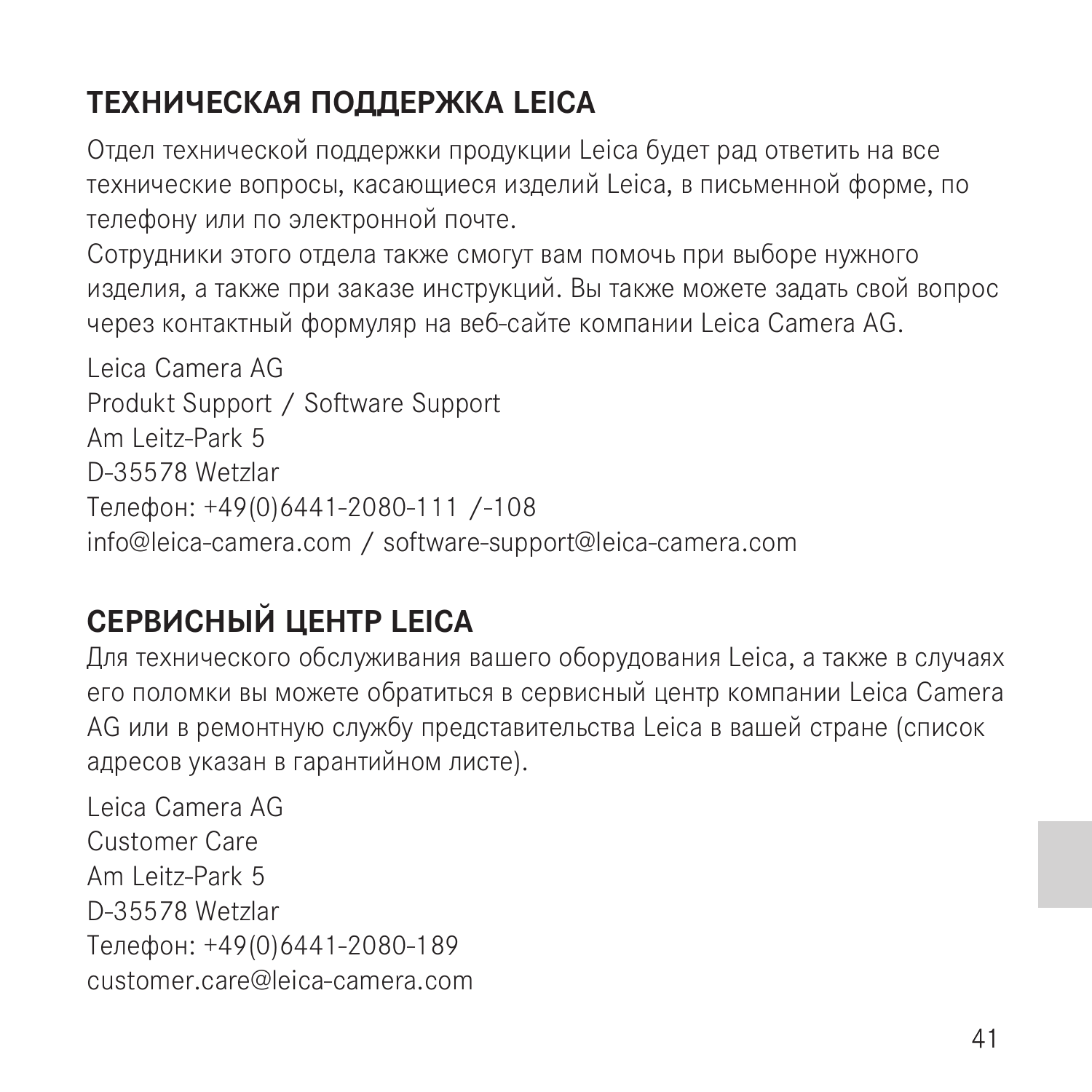## ТЕХНИЧЕСКАЯ ПОДДЕРЖКА LEICA

Отдел технической поддержки продукции Leica будет рад ответить на все технические вопросы, касающиеся изделий Leica, в письменной форме, по телефону или по электронной почте.
Сотрудники этого отдела также смогут вам помочь при выборе нужного изделия, а также при заказе инструкций. Вы также можете задать свой вопрос через контактный формуляр на веб-сайте компании Leica Camera AG.

Leica Camera AG
Produkt Support / Software Support
Am Leitz-Park 5
D-35578 Wetzlar
Телефон: +49(0)6441-2080-111 /-108
info@leica-camera.com / software-support@leica-camera.com

## СЕРВИСНЫЙ ЦЕНТР LEICA

Для технического обслуживания вашего оборудования Leica, а также в случаях его поломки вы можете обратиться в сервисный центр компании Leica Camera AG или в ремонтную службу представительства Leica в вашей стране (список адресов указан в гарантийном листе).

Leica Camera AG
Customer Care
Am Leitz-Park 5
D-35578 Wetzlar
Телефон: +49(0)6441-2080-189
customer.care@leica-camera.com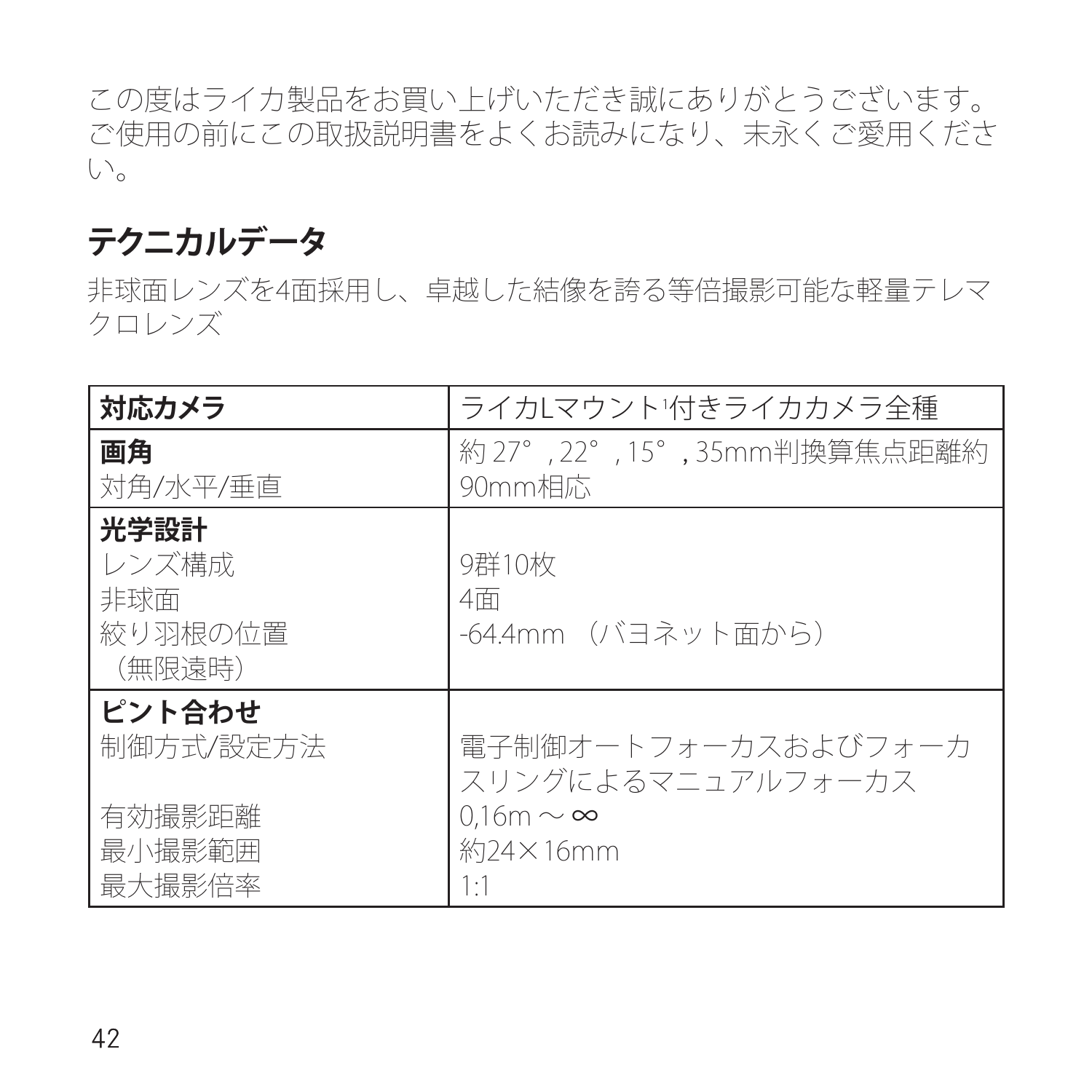この度はライカ製品をお買い上げいただき誠にありがとうございます。ご使用の前にこの取扱説明書をよくお読みになり、末永くご愛用ください。

## テクニカルデータ

非球面レンズを4面採用し、卓越した結像を誇る等倍撮影可能な軽量テレマクロレンズ

| **対応カメラ** | ライカLマウント[1]付きライカカメラ全種 |
|---|---|
| **画角**<br>対角/水平/垂直 | 約 27°, 22°, 15°, 35mm判換算焦点距離約90mm相応 |
| **光学設計**<br>レンズ構成<br>非球面<br>絞り羽根の位置（無限遠時） | <br>9群10枚<br>4面<br>-64.4mm （バヨネット面から） |
| **ピント合わせ**<br>制御方式/設定方法<br><br>有効撮影距離<br>最小撮影範囲<br>最大撮影倍率 | <br>電子制御オートフォーカスおよびフォーカスリングによるマニュアルフォーカス<br>0,16m ～ ∞<br>約24×16mm<br>1:1 |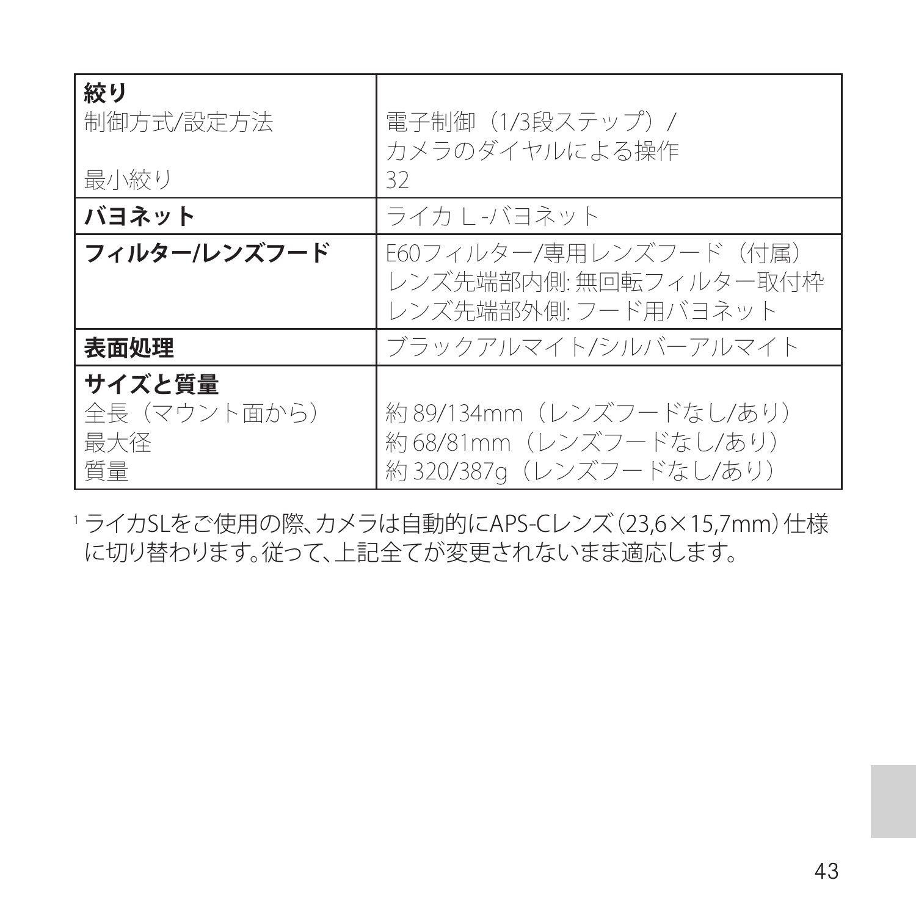| | |
|---|---|
| **絞り** | |
| 制御方式/設定方法 | 電子制御（1/3段ステップ）/ カメラのダイヤルによる操作 |
| 最小絞り | 32 |
| **バヨネット** | ライカ L-バヨネット |
| **フィルター/レンズフード** | E60フィルター/専用レンズフード（付属）<br>レンズ先端部内側: 無回転フィルター取付枠<br>レンズ先端部外側: フード用バヨネット |
| **表面処理** | ブラックアルマイト/シルバーアルマイト |
| **サイズと質量** | |
| 全長（マウント面から） | 約 89/134mm（レンズフードなし/あり） |
| 最大径 | 約 68/81mm（レンズフードなし/あり） |
| 質量 | 約 320/387g（レンズフードなし/あり） |

[1] ライカSLをご使用の際、カメラは自動的にAPS-Cレンズ（23,6×15,7mm）仕様に切り替わります。従って、上記全てが変更されないまま適応します。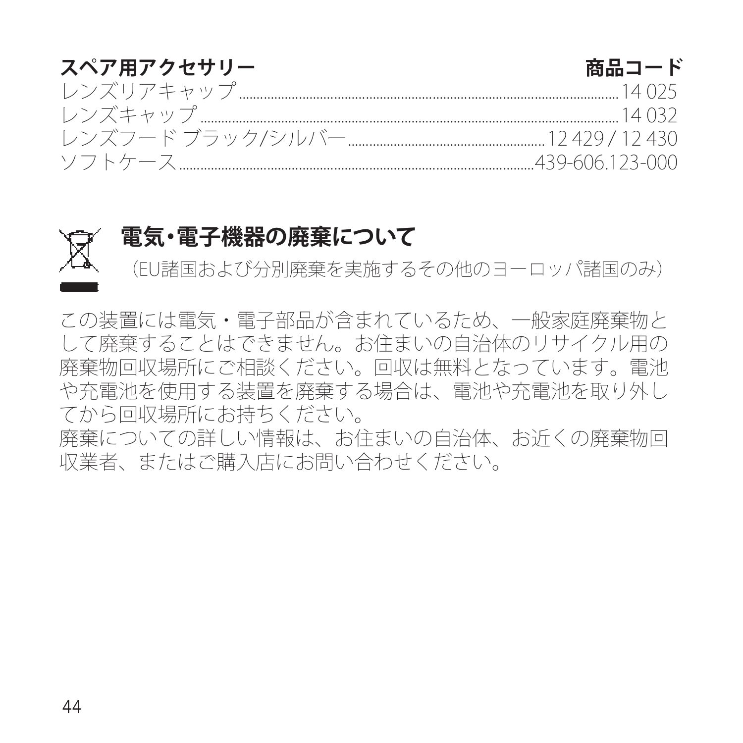| スペア用アクセサリー | 商品コード |
|---|---|
| レンズリアキャップ | 14 025 |
| レンズキャップ | 14 032 |
| レンズフード ブラック/シルバー | 12 429 / 12 430 |
| ソフトケース | 439-606.123-000 |

## 電気・電子機器の廃棄について

（EU諸国および分別廃棄を実施するその他のヨーロッパ諸国のみ）

この装置には電気・電子部品が含まれているため、一般家庭廃棄物として廃棄することはできません。お住まいの自治体のリサイクル用の廃棄物回収場所にご相談ください。回収は無料となっています。電池や充電池を使用する装置を廃棄する場合は、電池や充電池を取り外してから回収場所にお持ちください。
廃棄についての詳しい情報は、お住まいの自治体、お近くの廃棄物回収業者、またはご購入店にお問い合わせください。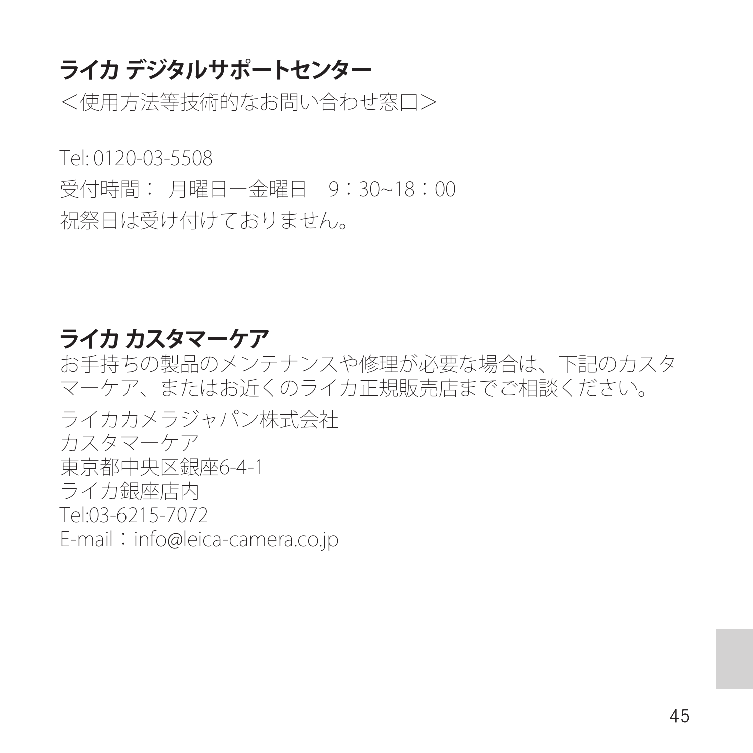## ライカ デジタルサポートセンター

＜使用方法等技術的なお問い合わせ窓口＞

Tel: 0120-03-5508

受付時間： 月曜日ー金曜日　9：30~18：00

祝祭日は受け付けておりません。

## ライカ カスタマーケア

お手持ちの製品のメンテナンスや修理が必要な場合は、下記のカスタマーケア、またはお近くのライカ正規販売店までご相談ください。

ライカカメラジャパン株式会社
カスタマーケア
東京都中央区銀座6-4-1
ライカ銀座店内
Tel:03-6215-7072
E-mail：info@leica-camera.co.jp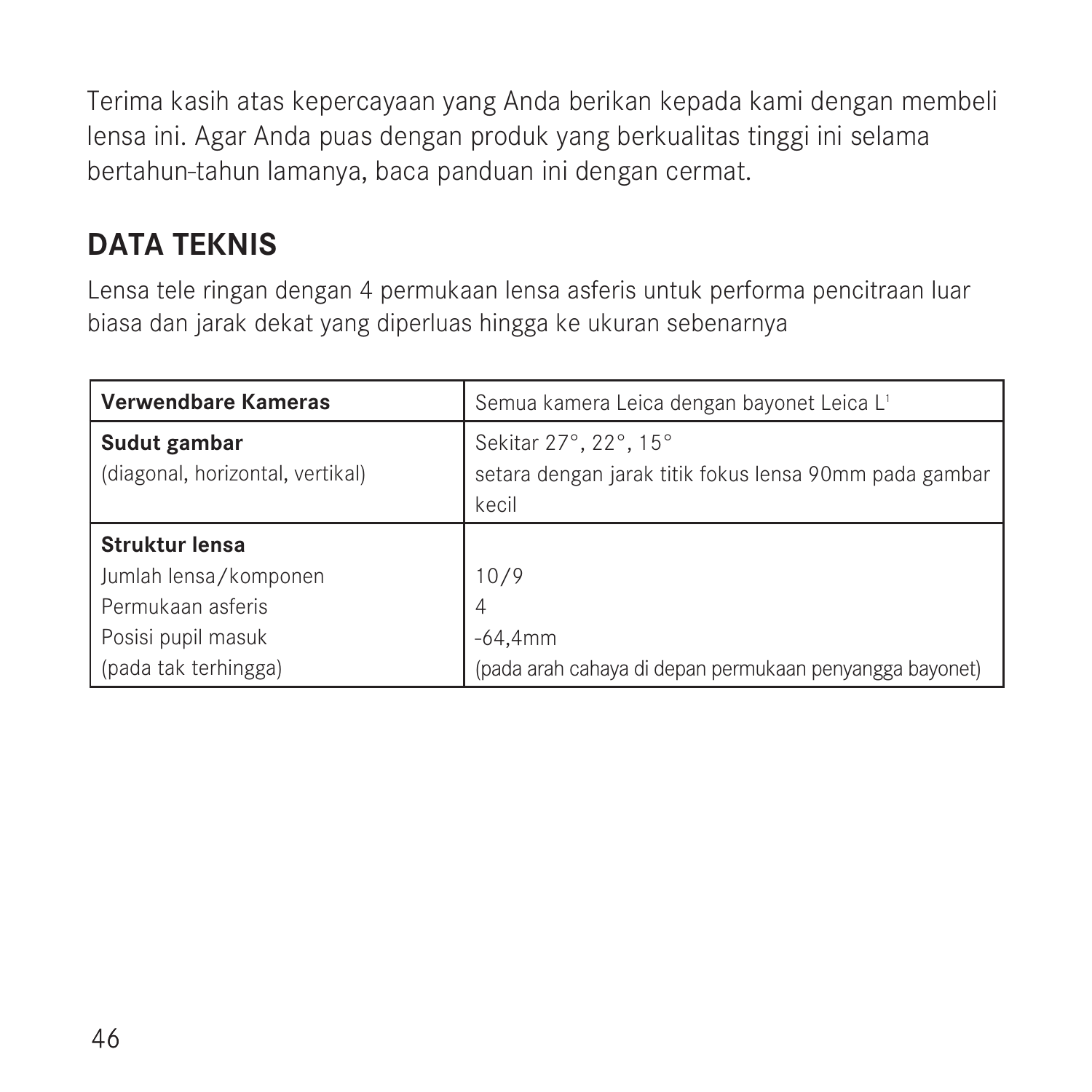Terima kasih atas kepercayaan yang Anda berikan kepada kami dengan membeli lensa ini. Agar Anda puas dengan produk yang berkualitas tinggi ini selama bertahun-tahun lamanya, baca panduan ini dengan cermat.

## DATA TEKNIS

Lensa tele ringan dengan 4 permukaan lensa asferis untuk performa pencitraan luar biasa dan jarak dekat yang diperluas hingga ke ukuran sebenarnya

| **Verwendbare Kameras** | Semua kamera Leica dengan bayonet Leica L[1] |
|---|---|
| **Sudut gambar**<br>(diagonal, horizontal, vertikal) | Sekitar 27°, 22°, 15°<br>setara dengan jarak titik fokus lensa 90mm pada gambar kecil |
| **Struktur lensa** | |
| Jumlah lensa/komponen | 10/9 |
| Permukaan asferis | 4 |
| Posisi pupil masuk<br>(pada tak terhingga) | -64,4mm<br>(pada arah cahaya di depan permukaan penyangga bayonet) |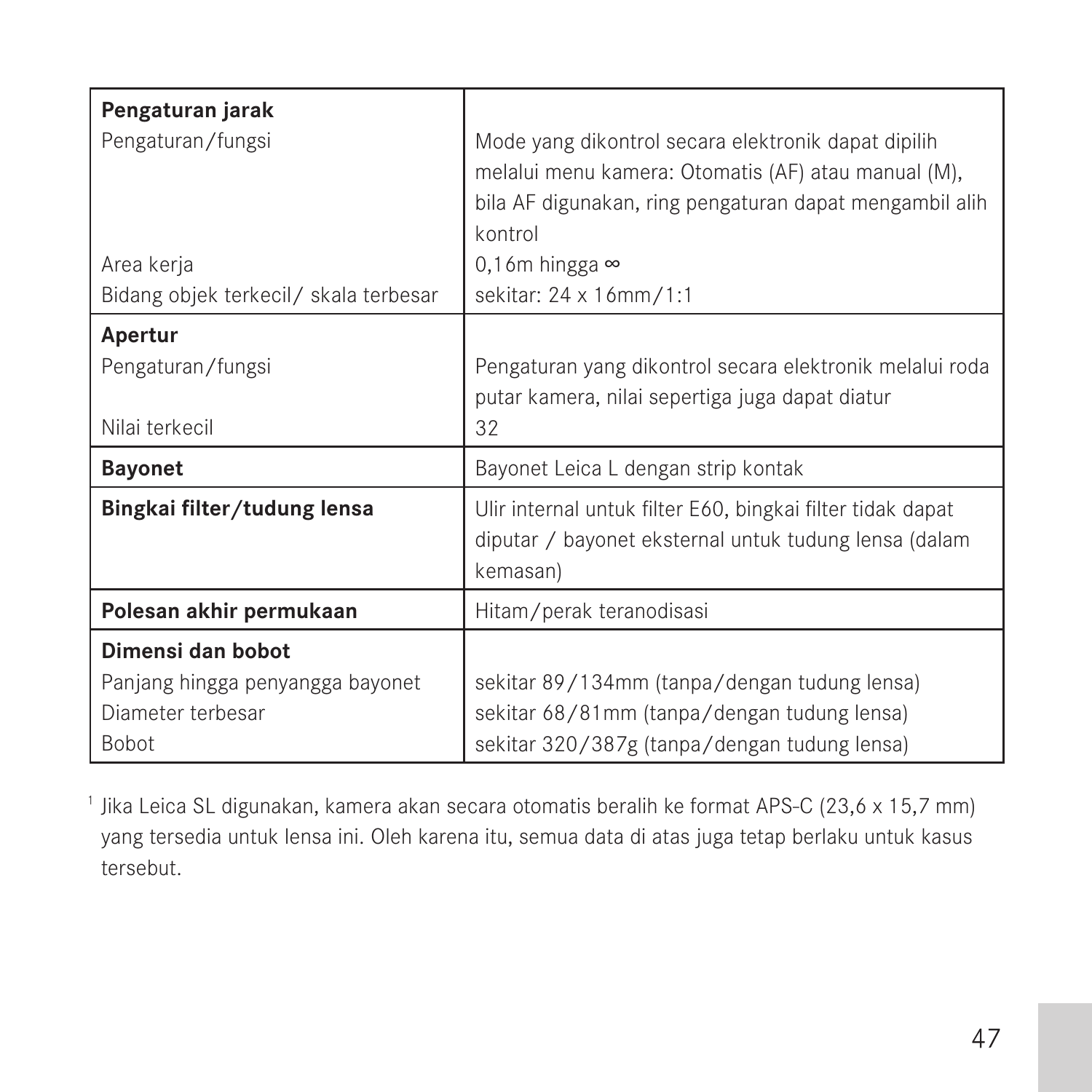| | |
|---|---|
| **Pengaturan jarak** | |
| Pengaturan/fungsi | Mode yang dikontrol secara elektronik dapat dipilih melalui menu kamera: Otomatis (AF) atau manual (M), bila AF digunakan, ring pengaturan dapat mengambil alih kontrol |
| Area kerja | 0,16m hingga ∞ |
| Bidang objek terkecil/ skala terbesar | sekitar: 24 x 16mm/1:1 |
| **Apertur** | |
| Pengaturan/fungsi | Pengaturan yang dikontrol secara elektronik melalui roda putar kamera, nilai sepertiga juga dapat diatur |
| Nilai terkecil | 32 |
| **Bayonet** | Bayonet Leica L dengan strip kontak |
| **Bingkai filter/tudung lensa** | Ulir internal untuk filter E60, bingkai filter tidak dapat diputar / bayonet eksternal untuk tudung lensa (dalam kemasan) |
| **Polesan akhir permukaan** | Hitam/perak teranodisasi |
| **Dimensi dan bobot** | |
| Panjang hingga penyangga bayonet | sekitar 89/134mm (tanpa/dengan tudung lensa) |
| Diameter terbesar | sekitar 68/81mm (tanpa/dengan tudung lensa) |
| Bobot | sekitar 320/387g (tanpa/dengan tudung lensa) |

[1] Jika Leica SL digunakan, kamera akan secara otomatis beralih ke format APS-C (23,6 x 15,7 mm) yang tersedia untuk lensa ini. Oleh karena itu, semua data di atas juga tetap berlaku untuk kasus tersebut.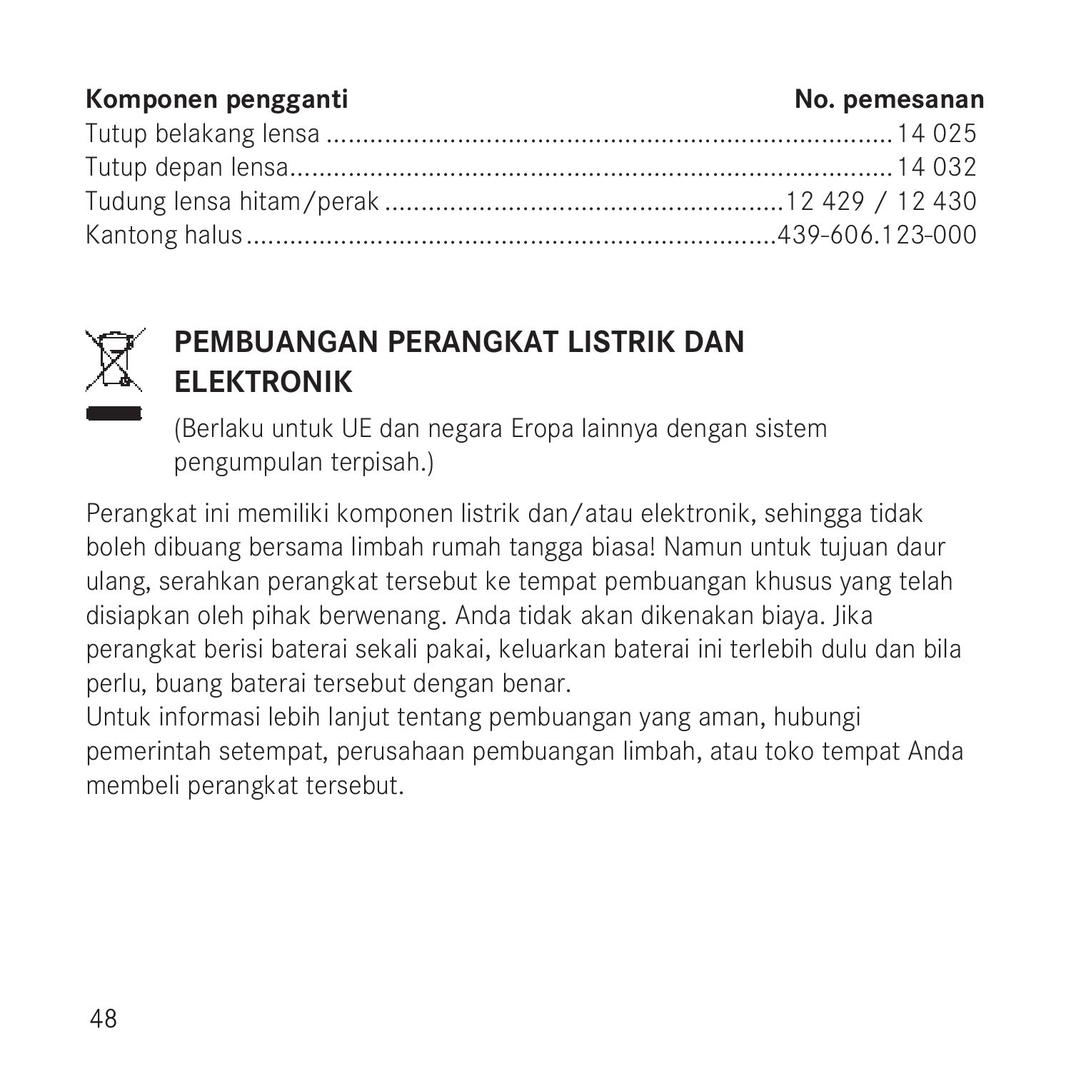| Komponen pengganti | No. pemesanan |
| --- | --- |
| Tutup belakang lensa | 14 025 |
| Tutup depan lensa | 14 032 |
| Tudung lensa hitam/perak | 12 429 / 12 430 |
| Kantong halus | 439-606.123-000 |

## PEMBUANGAN PERANGKAT LISTRIK DAN ELEKTRONIK

(Berlaku untuk UE dan negara Eropa lainnya dengan sistem pengumpulan terpisah.)

Perangkat ini memiliki komponen listrik dan/atau elektronik, sehingga tidak boleh dibuang bersama limbah rumah tangga biasa! Namun untuk tujuan daur ulang, serahkan perangkat tersebut ke tempat pembuangan khusus yang telah disiapkan oleh pihak berwenang. Anda tidak akan dikenakan biaya. Jika perangkat berisi baterai sekali pakai, keluarkan baterai ini terlebih dulu dan bila perlu, buang baterai tersebut dengan benar.

Untuk informasi lebih lanjut tentang pembuangan yang aman, hubungi pemerintah setempat, perusahaan pembuangan limbah, atau toko tempat Anda membeli perangkat tersebut.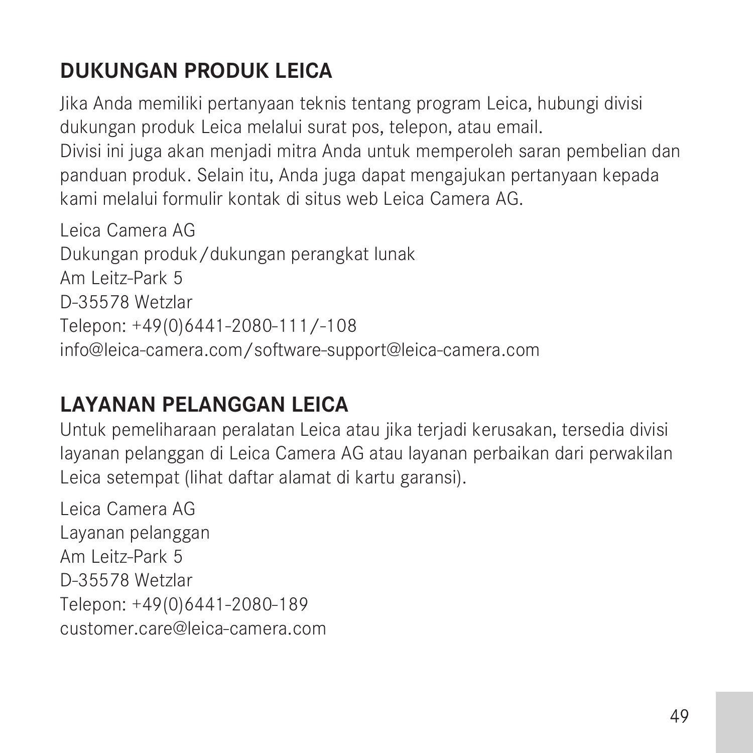## DUKUNGAN PRODUK LEICA

Jika Anda memiliki pertanyaan teknis tentang program Leica, hubungi divisi dukungan produk Leica melalui surat pos, telepon, atau email.
Divisi ini juga akan menjadi mitra Anda untuk memperoleh saran pembelian dan panduan produk. Selain itu, Anda juga dapat mengajukan pertanyaan kepada kami melalui formulir kontak di situs web Leica Camera AG.

Leica Camera AG
Dukungan produk/dukungan perangkat lunak
Am Leitz-Park 5
D-35578 Wetzlar
Telepon: +49(0)6441-2080-111/-108
info@leica-camera.com/software-support@leica-camera.com

## LAYANAN PELANGGAN LEICA

Untuk pemeliharaan peralatan Leica atau jika terjadi kerusakan, tersedia divisi layanan pelanggan di Leica Camera AG atau layanan perbaikan dari perwakilan Leica setempat (lihat daftar alamat di kartu garansi).

Leica Camera AG
Layanan pelanggan
Am Leitz-Park 5
D-35578 Wetzlar
Telepon: +49(0)6441-2080-189
customer.care@leica-camera.com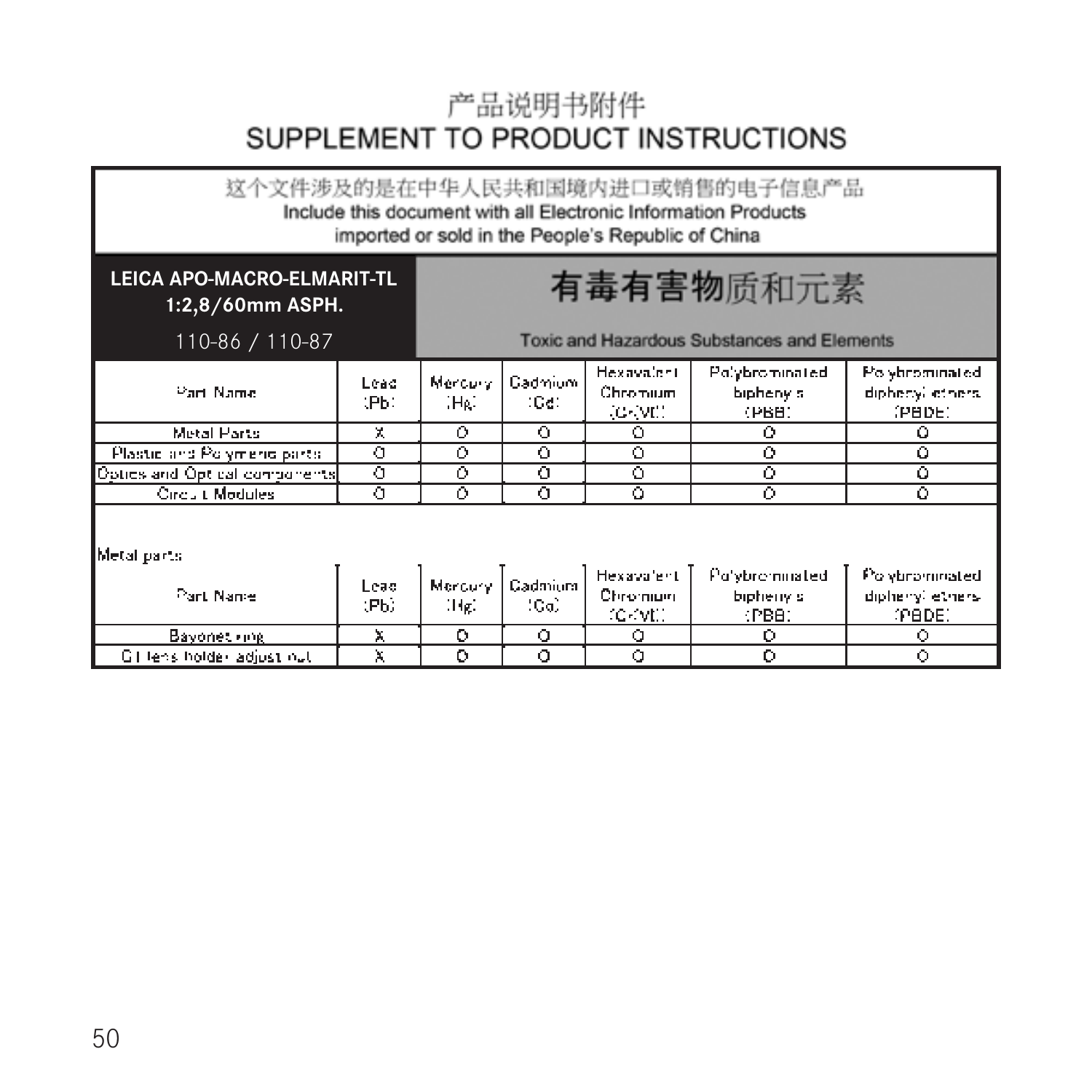# 产品说明书附件
# SUPPLEMENT TO PRODUCT INSTRUCTIONS

这个文件涉及的是在中华人民共和国境内进口或销售的电子信息产品
Include this document with all Electronic Information Products imported or sold in the People's Republic of China

| **LEICA APO-MACRO-ELMARIT-TL 1:2,8/60mm ASPH.** 110-86 / 110-87 | **有毒有害物质和元素** Toxic and Hazardous Substances and Elements | | | | | |
|---|---|---|---|---|---|---|
| Part Name | Lead (Pb) | Mercury (Hg) | Cadmium (Cd) | Hexavalent Chromium (Cr(VI)) | Polybrominated biphenyls (PBB) | Polybrominated diphenyl ethers (PBDE) |
| Metal Parts | X | O | O | O | O | O |
| Plastic and Polymeric parts | O | O | O | O | O | O |
| Optics and Optical components | O | O | O | O | O | O |
| Circuit Modules | O | O | O | O | O | O |

Metal parts:

| Part Name | Lead (Pb) | Mercury (Hg) | Cadmium (Cd) | Hexavalent Chromium (Cr(VI)) | Polybrominated biphenyls (PBB) | Polybrominated diphenyl ethers (PBDE) |
|---|---|---|---|---|---|---|
| Bayonet ring | X | O | O | O | O | O |
| G1 lens holder adjust nut | X | O | O | O | O | O |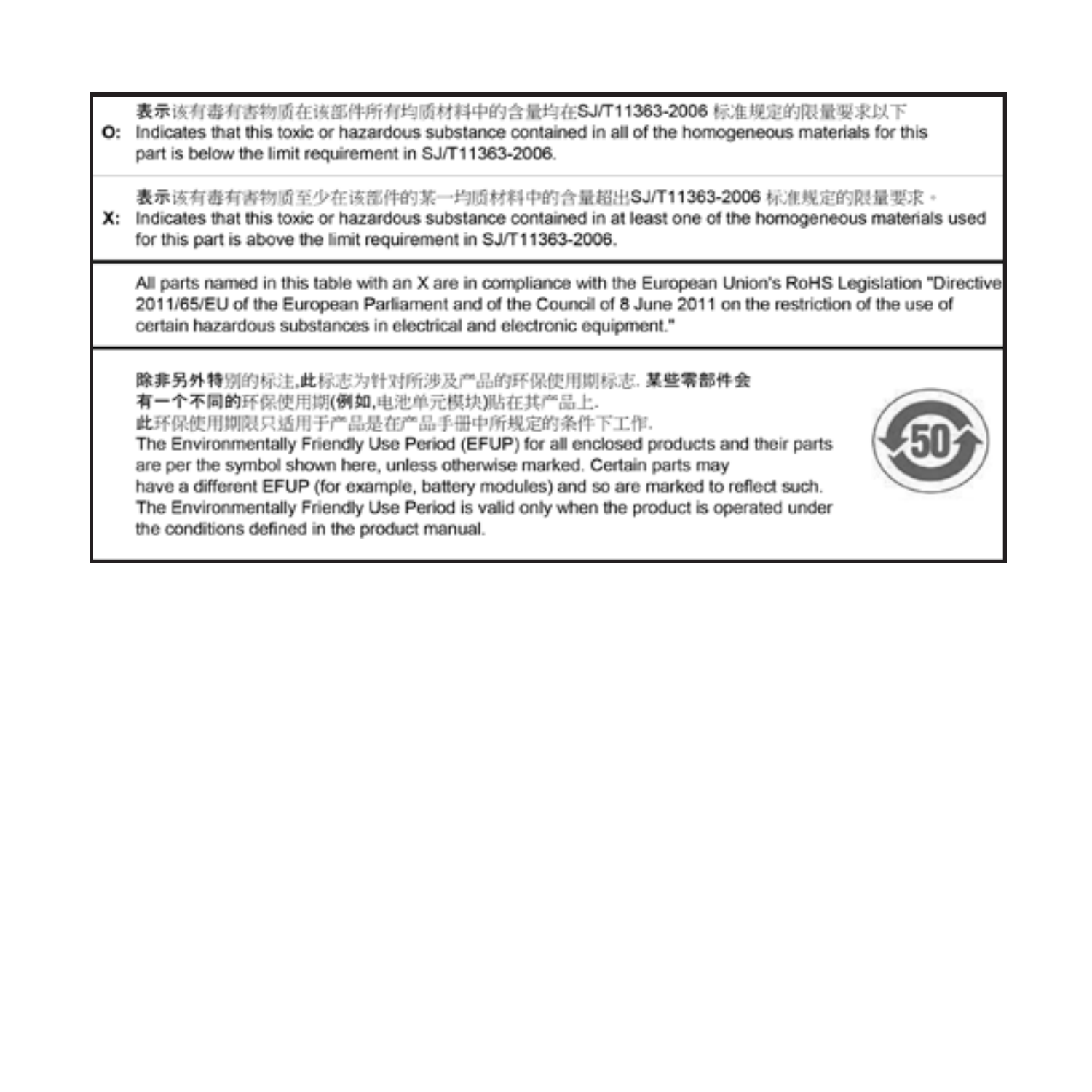| | |
|---|---|
| **O:** | 表示该有毒有害物质在该部件所有均质材料中的含量均在SJ/T11363-2006 标准规定的限量要求以下<br>Indicates that this toxic or hazardous substance contained in all of the homogeneous materials for this part is below the limit requirement in SJ/T11363-2006. |
| **X:** | 表示该有毒有害物质至少在该部件的某一均质材料中的含量超出SJ/T11363-2006 标准规定的限量要求。<br>Indicates that this toxic or hazardous substance contained in at least one of the homogeneous materials used for this part is above the limit requirement in SJ/T11363-2006. |

All parts named in this table with an X are in compliance with the European Union's RoHS Legislation "Directive 2011/65/EU of the European Parliament and of the Council of 8 June 2011 on the restriction of the use of certain hazardous substances in electrical and electronic equipment."

除非另外特别的标注,此标志为针对所涉及产品的环保使用期标志. 某些零部件会有一个不同的环保使用期(例如,电池单元模块)贴在其产品上.
此环保使用期限只适用于产品是在产品手册中所规定的条件下工作.
The Environmentally Friendly Use Period (EFUP) for all enclosed products and their parts are per the symbol shown here, unless otherwise marked. Certain parts may have a different EFUP (for example, battery modules) and so are marked to reflect such. The Environmentally Friendly Use Period is valid only when the product is operated under the conditions defined in the product manual.

50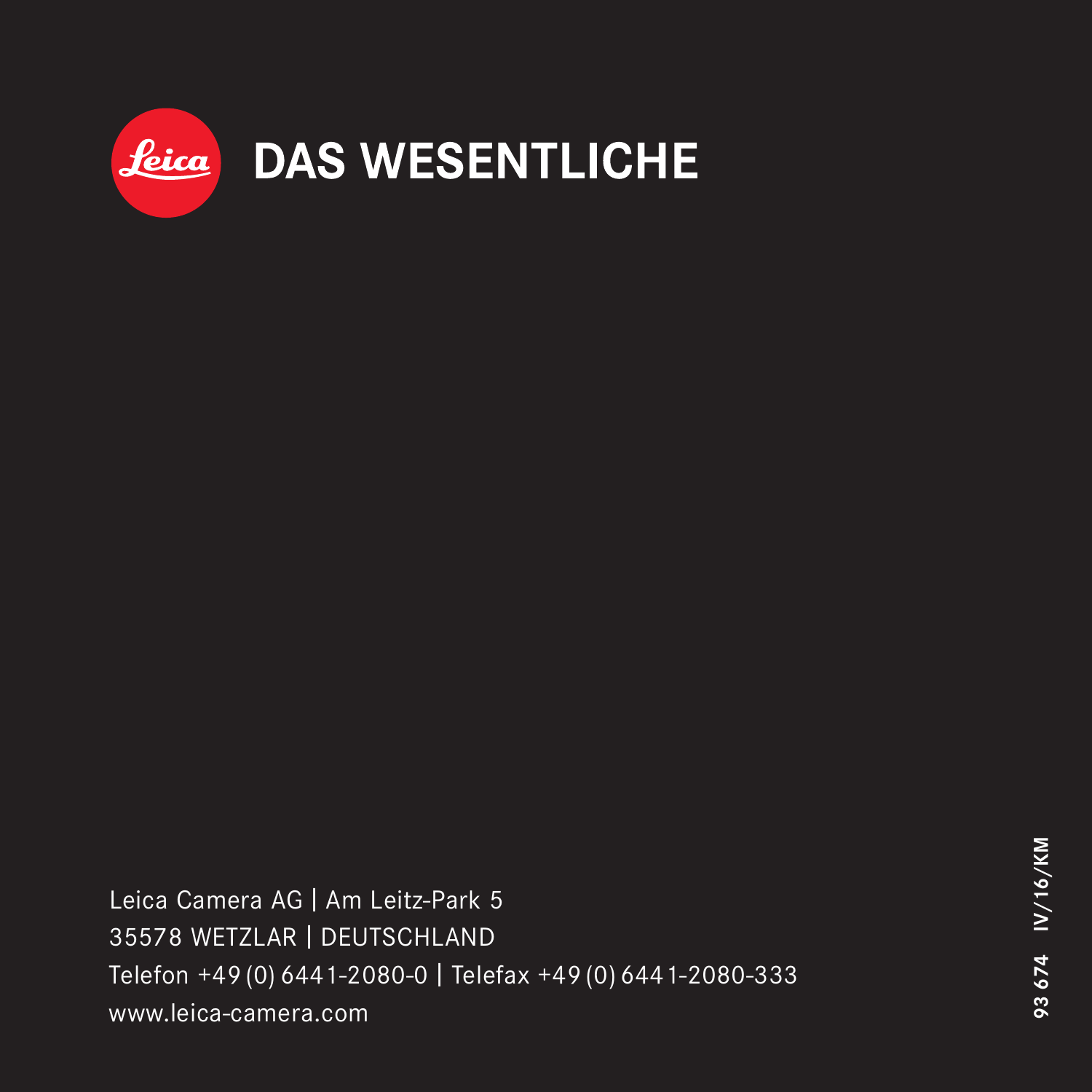# DAS WESENTLICHE

Leica Camera AG | Am Leitz-Park 5
35578 WETZLAR | DEUTSCHLAND
Telefon +49 (0) 6441-2080-0 | Telefax +49 (0) 6441-2080-333
www.leica-camera.com

93 674 IV/16/KM